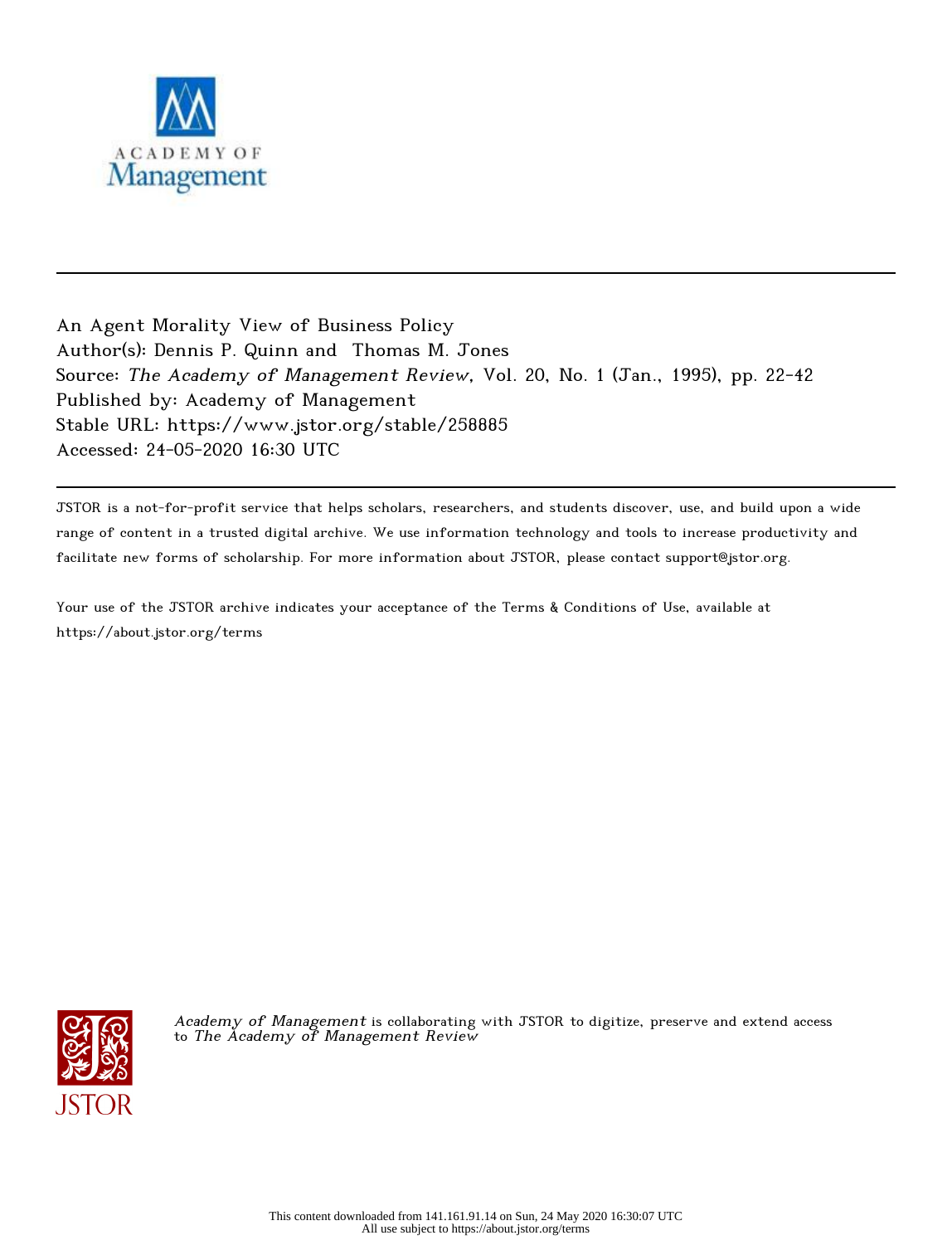An Agent Morality View of Business Policy
Author(s): Dennis P. Quinn and Thomas M. Jones
Source: *The Academy of Management Review*, Vol. 20, No. 1 (Jan., 1995), pp. 22-42
Published by: Academy of Management
Stable URL: https://www.jstor.org/stable/258885
Accessed: 24-05-2020 16:30 UTC

JSTOR is a not-for-profit service that helps scholars, researchers, and students discover, use, and build upon a wide range of content in a trusted digital archive. We use information technology and tools to increase productivity and facilitate new forms of scholarship. For more information about JSTOR, please contact support@jstor.org.

Your use of the JSTOR archive indicates your acceptance of the Terms & Conditions of Use, available at https://about.jstor.org/terms

*Academy of Management* is collaborating with JSTOR to digitize, preserve and extend access to *The Academy of Management Review*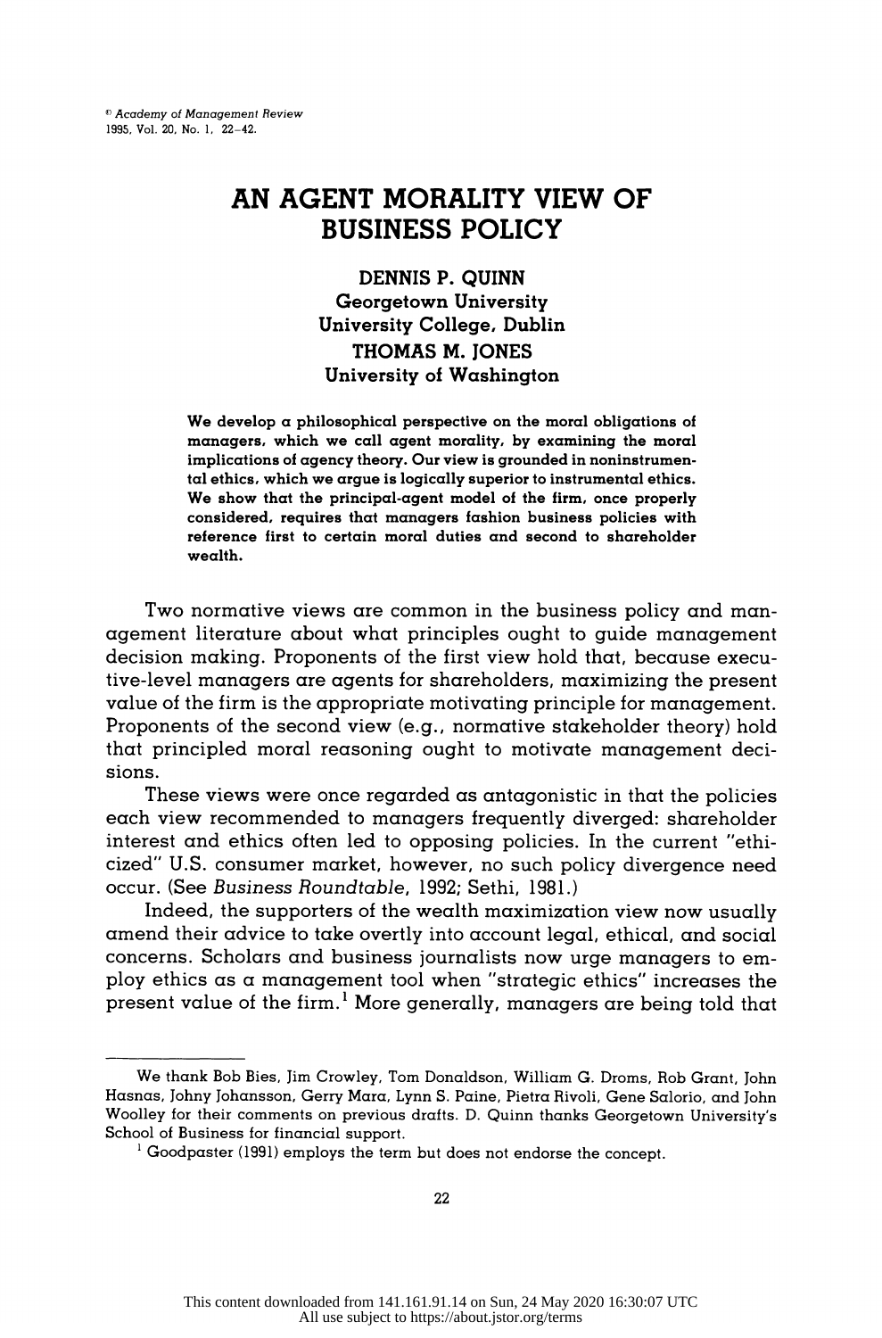# AN AGENT MORALITY VIEW OF BUSINESS POLICY

**DENNIS P. QUINN**
**Georgetown University**
**University College, Dublin**
**THOMAS M. JONES**
**University of Washington**

**We develop a philosophical perspective on the moral obligations of managers, which we call agent morality, by examining the moral implications of agency theory. Our view is grounded in noninstrumental ethics, which we argue is logically superior to instrumental ethics. We show that the principal-agent model of the firm, once properly considered, requires that managers fashion business policies with reference first to certain moral duties and second to shareholder wealth.**

Two normative views are common in the business policy and management literature about what principles ought to guide management decision making. Proponents of the first view hold that, because executive-level managers are agents for shareholders, maximizing the present value of the firm is the appropriate motivating principle for management. Proponents of the second view (e.g., normative stakeholder theory) hold that principled moral reasoning ought to motivate management decisions.

These views were once regarded as antagonistic in that the policies each view recommended to managers frequently diverged: shareholder interest and ethics often led to opposing policies. In the current "ethicized" U.S. consumer market, however, no such policy divergence need occur. (See *Business Roundtable*, 1992; Sethi, 1981.)

Indeed, the supporters of the wealth maximization view now usually amend their advice to take overtly into account legal, ethical, and social concerns. Scholars and business journalists now urge managers to employ ethics as a management tool when "strategic ethics" increases the present value of the firm.[1] More generally, managers are being told that

---

We thank Bob Bies, Jim Crowley, Tom Donaldson, William G. Droms, Rob Grant, John Hasnas, Johny Johansson, Gerry Mara, Lynn S. Paine, Pietra Rivoli, Gene Salorio, and John Woolley for their comments on previous drafts. D. Quinn thanks Georgetown University's School of Business for financial support.

[1] Goodpaster (1991) employs the term but does not endorse the concept.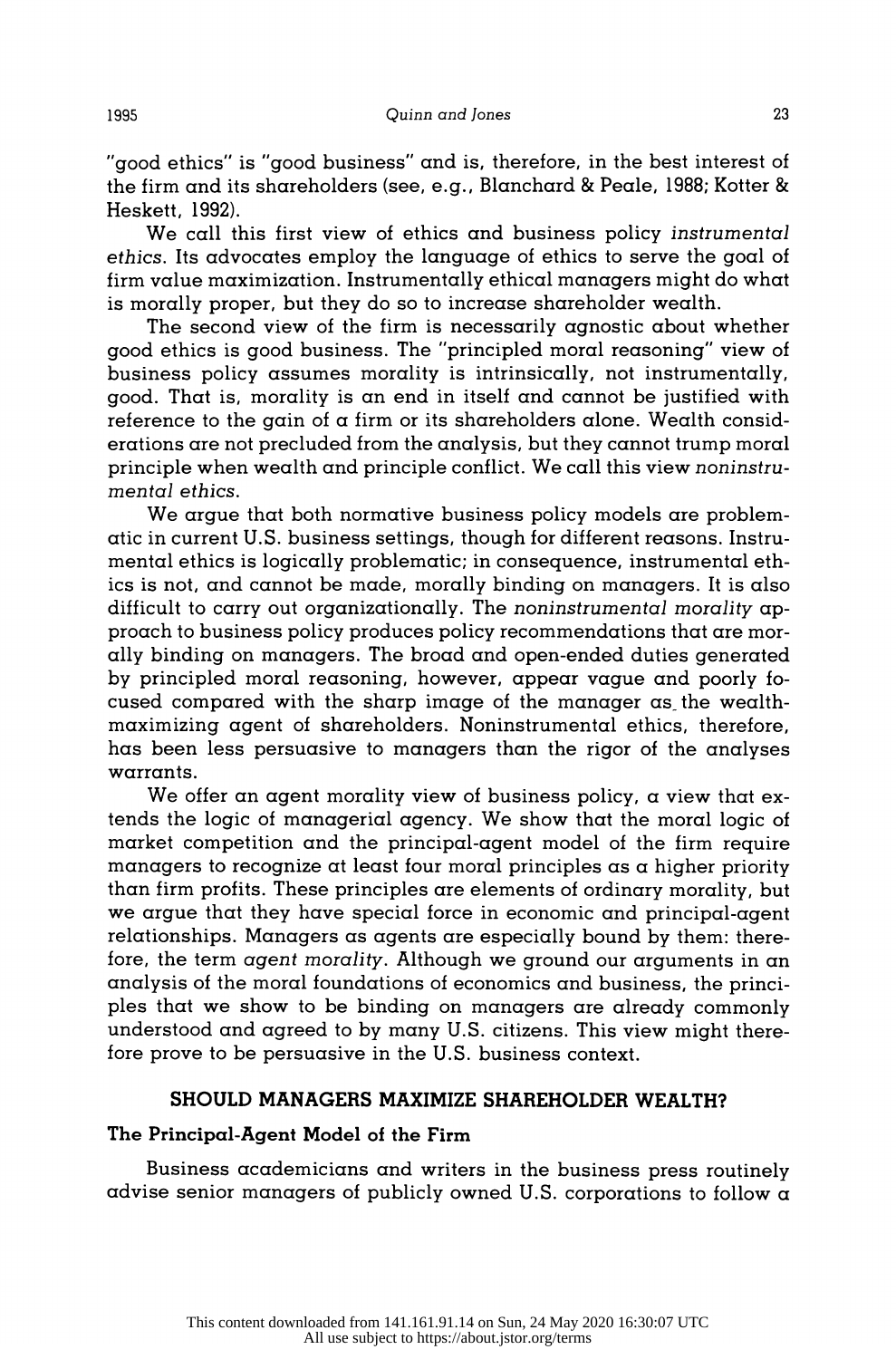"good ethics" is "good business" and is, therefore, in the best interest of the firm and its shareholders (see, e.g., Blanchard & Peale, 1988; Kotter & Heskett, 1992).

We call this first view of ethics and business policy *instrumental ethics*. Its advocates employ the language of ethics to serve the goal of firm value maximization. Instrumentally ethical managers might do what is morally proper, but they do so to increase shareholder wealth.

The second view of the firm is necessarily agnostic about whether good ethics is good business. The "principled moral reasoning" view of business policy assumes morality is intrinsically, not instrumentally, good. That is, morality is an end in itself and cannot be justified with reference to the gain of a firm or its shareholders alone. Wealth considerations are not precluded from the analysis, but they cannot trump moral principle when wealth and principle conflict. We call this view *noninstrumental ethics*.

We argue that both normative business policy models are problematic in current U.S. business settings, though for different reasons. Instrumental ethics is logically problematic; in consequence, instrumental ethics is not, and cannot be made, morally binding on managers. It is also difficult to carry out organizationally. The *noninstrumental morality* approach to business policy produces policy recommendations that are morally binding on managers. The broad and open-ended duties generated by principled moral reasoning, however, appear vague and poorly focused compared with the sharp image of the manager as the wealth-maximizing agent of shareholders. Noninstrumental ethics, therefore, has been less persuasive to managers than the rigor of the analyses warrants.

We offer an agent morality view of business policy, a view that extends the logic of managerial agency. We show that the moral logic of market competition and the principal-agent model of the firm require managers to recognize at least four moral principles as a higher priority than firm profits. These principles are elements of ordinary morality, but we argue that they have special force in economic and principal-agent relationships. Managers as agents are especially bound by them: therefore, the term *agent morality*. Although we ground our arguments in an analysis of the moral foundations of economics and business, the principles that we show to be binding on managers are already commonly understood and agreed to by many U.S. citizens. This view might therefore prove to be persuasive in the U.S. business context.

## SHOULD MANAGERS MAXIMIZE SHAREHOLDER WEALTH?

### The Principal-Agent Model of the Firm

Business academicians and writers in the business press routinely advise senior managers of publicly owned U.S. corporations to follow a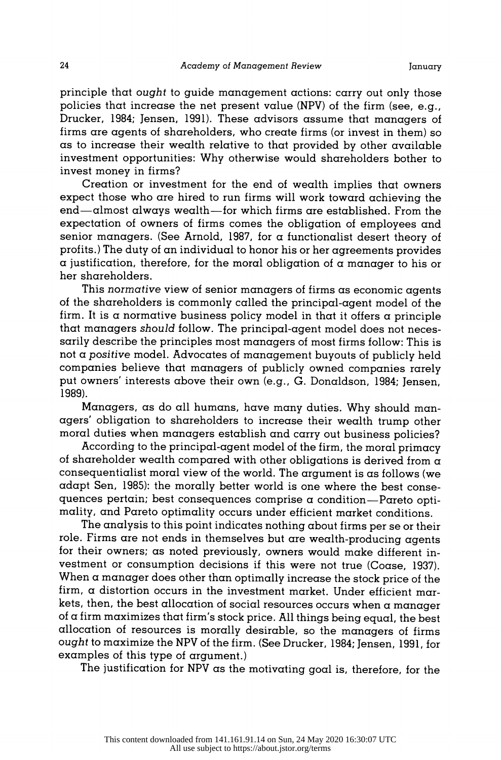principle that *ought* to guide management actions: carry out only those policies that increase the net present value (NPV) of the firm (see, e.g., Drucker, 1984; Jensen, 1991). These advisors assume that managers of firms are agents of shareholders, who create firms (or invest in them) so as to increase their wealth relative to that provided by other available investment opportunities: Why otherwise would shareholders bother to invest money in firms?

Creation or investment for the end of wealth implies that owners expect those who are hired to run firms will work toward achieving the end—almost always wealth—for which firms are established. From the expectation of owners of firms comes the obligation of employees and senior managers. (See Arnold, 1987, for a functionalist desert theory of profits.) The duty of an individual to honor his or her agreements provides a justification, therefore, for the moral obligation of a manager to his or her shareholders.

This *normative* view of senior managers of firms as economic agents of the shareholders is commonly called the principal-agent model of the firm. It is a normative business policy model in that it offers a principle that managers *should* follow. The principal-agent model does not necessarily describe the principles most managers of most firms follow: This is not a *positive* model. Advocates of management buyouts of publicly held companies believe that managers of publicly owned companies rarely put owners' interests above their own (e.g., G. Donaldson, 1984; Jensen, 1989).

Managers, as do all humans, have many duties. Why should managers' obligation to shareholders to increase their wealth trump other moral duties when managers establish and carry out business policies?

According to the principal-agent model of the firm, the moral primacy of shareholder wealth compared with other obligations is derived from a consequentialist moral view of the world. The argument is as follows (we adapt Sen, 1985): the morally better world is one where the best consequences pertain; best consequences comprise a condition—Pareto optimality, and Pareto optimality occurs under efficient market conditions.

The analysis to this point indicates nothing about firms per se or their role. Firms are not ends in themselves but are wealth-producing agents for their owners; as noted previously, owners would make different investment or consumption decisions if this were not true (Coase, 1937). When a manager does other than optimally increase the stock price of the firm, a distortion occurs in the investment market. Under efficient markets, then, the best allocation of social resources occurs when a manager of a firm maximizes that firm's stock price. All things being equal, the best allocation of resources is morally desirable, so the managers of firms *ought* to maximize the NPV of the firm. (See Drucker, 1984; Jensen, 1991, for examples of this type of argument.)

The justification for NPV as the motivating goal is, therefore, for the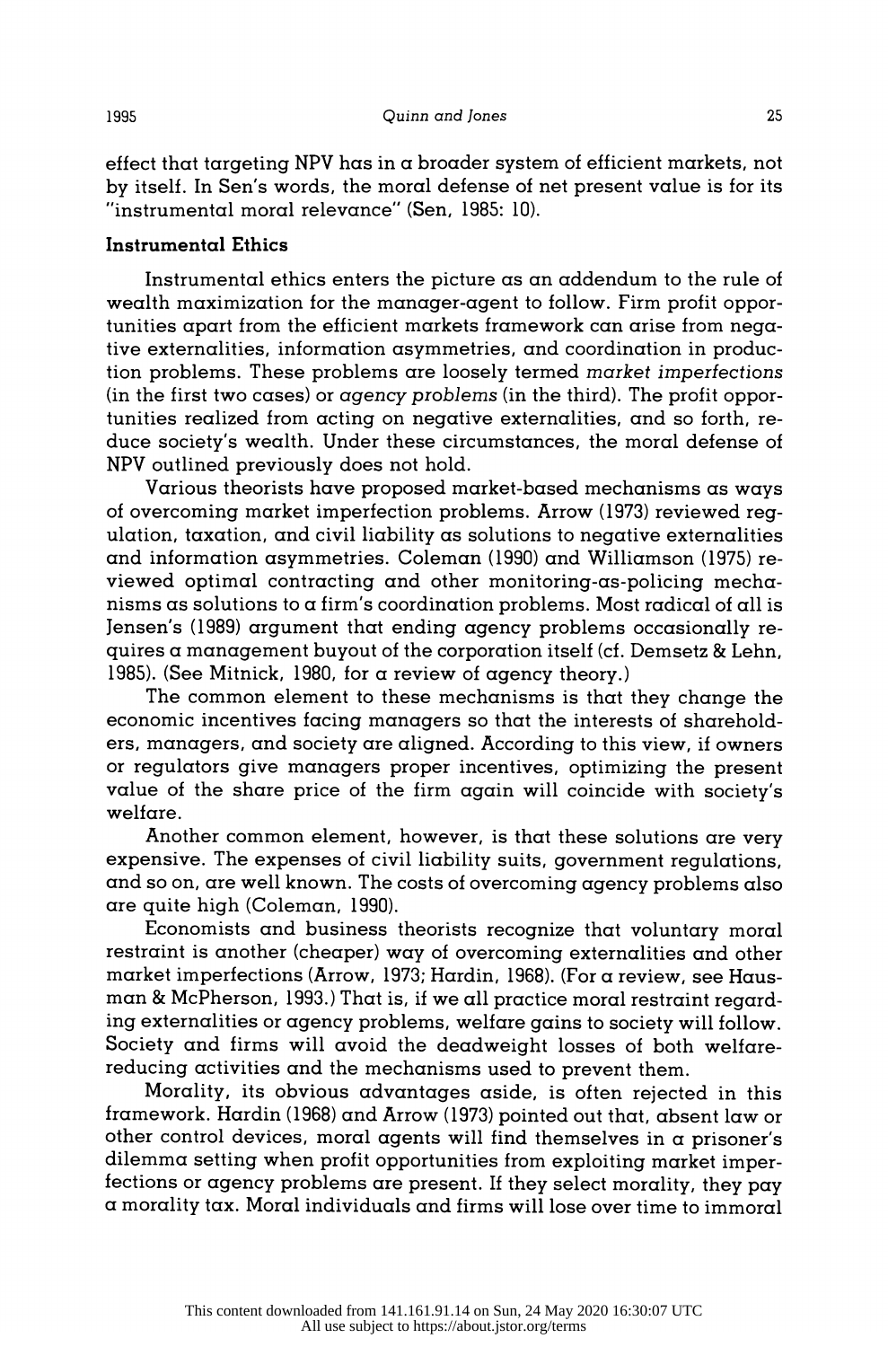effect that targeting NPV has in a broader system of efficient markets, not by itself. In Sen's words, the moral defense of net present value is for its "instrumental moral relevance" (Sen, 1985: 10).

### Instrumental Ethics

Instrumental ethics enters the picture as an addendum to the rule of wealth maximization for the manager-agent to follow. Firm profit opportunities apart from the efficient markets framework can arise from negative externalities, information asymmetries, and coordination in production problems. These problems are loosely termed *market imperfections* (in the first two cases) or *agency problems* (in the third). The profit opportunities realized from acting on negative externalities, and so forth, reduce society's wealth. Under these circumstances, the moral defense of NPV outlined previously does not hold.

Various theorists have proposed market-based mechanisms as ways of overcoming market imperfection problems. Arrow (1973) reviewed regulation, taxation, and civil liability as solutions to negative externalities and information asymmetries. Coleman (1990) and Williamson (1975) reviewed optimal contracting and other monitoring-as-policing mechanisms as solutions to a firm's coordination problems. Most radical of all is Jensen's (1989) argument that ending agency problems occasionally requires a management buyout of the corporation itself (cf. Demsetz & Lehn, 1985). (See Mitnick, 1980, for a review of agency theory.)

The common element to these mechanisms is that they change the economic incentives facing managers so that the interests of shareholders, managers, and society are aligned. According to this view, if owners or regulators give managers proper incentives, optimizing the present value of the share price of the firm again will coincide with society's welfare.

Another common element, however, is that these solutions are very expensive. The expenses of civil liability suits, government regulations, and so on, are well known. The costs of overcoming agency problems also are quite high (Coleman, 1990).

Economists and business theorists recognize that voluntary moral restraint is another (cheaper) way of overcoming externalities and other market imperfections (Arrow, 1973; Hardin, 1968). (For a review, see Hausman & McPherson, 1993.) That is, if we all practice moral restraint regarding externalities or agency problems, welfare gains to society will follow. Society and firms will avoid the deadweight losses of both welfare-reducing activities and the mechanisms used to prevent them.

Morality, its obvious advantages aside, is often rejected in this framework. Hardin (1968) and Arrow (1973) pointed out that, absent law or other control devices, moral agents will find themselves in a prisoner's dilemma setting when profit opportunities from exploiting market imperfections or agency problems are present. If they select morality, they pay a morality tax. Moral individuals and firms will lose over time to immoral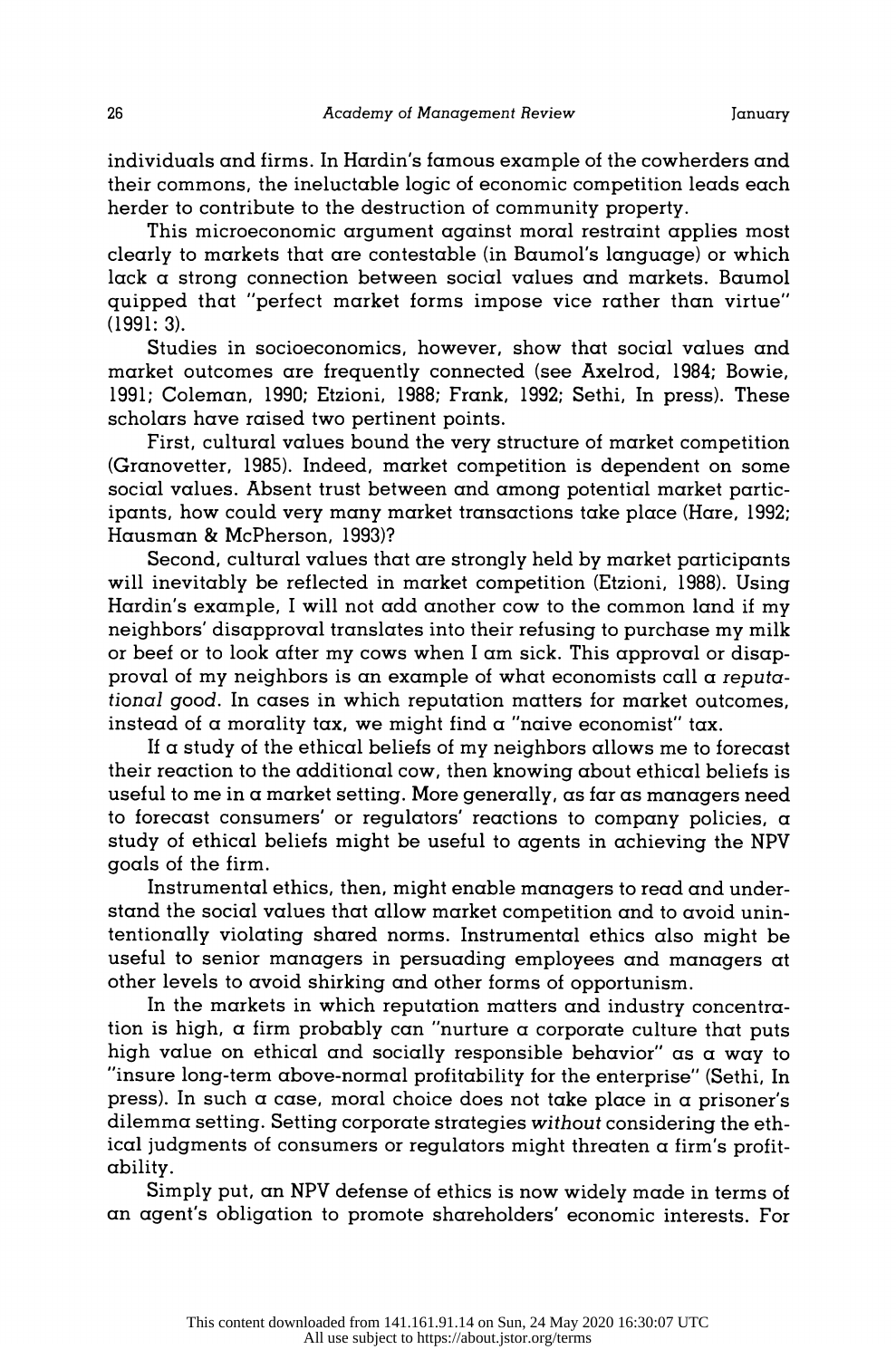individuals and firms. In Hardin's famous example of the cowherders and their commons, the ineluctable logic of economic competition leads each herder to contribute to the destruction of community property.

This microeconomic argument against moral restraint applies most clearly to markets that are contestable (in Baumol's language) or which lack a strong connection between social values and markets. Baumol quipped that "perfect market forms impose vice rather than virtue" (1991: 3).

Studies in socioeconomics, however, show that social values and market outcomes are frequently connected (see Axelrod, 1984; Bowie, 1991; Coleman, 1990; Etzioni, 1988; Frank, 1992; Sethi, In press). These scholars have raised two pertinent points.

First, cultural values bound the very structure of market competition (Granovetter, 1985). Indeed, market competition is dependent on some social values. Absent trust between and among potential market participants, how could very many market transactions take place (Hare, 1992; Hausman & McPherson, 1993)?

Second, cultural values that are strongly held by market participants will inevitably be reflected in market competition (Etzioni, 1988). Using Hardin's example, I will not add another cow to the common land if my neighbors' disapproval translates into their refusing to purchase my milk or beef or to look after my cows when I am sick. This approval or disapproval of my neighbors is an example of what economists call a *reputational good*. In cases in which reputation matters for market outcomes, instead of a morality tax, we might find a "naive economist" tax.

If a study of the ethical beliefs of my neighbors allows me to forecast their reaction to the additional cow, then knowing about ethical beliefs is useful to me in a market setting. More generally, as far as managers need to forecast consumers' or regulators' reactions to company policies, a study of ethical beliefs might be useful to agents in achieving the NPV goals of the firm.

Instrumental ethics, then, might enable managers to read and understand the social values that allow market competition and to avoid unintentionally violating shared norms. Instrumental ethics also might be useful to senior managers in persuading employees and managers at other levels to avoid shirking and other forms of opportunism.

In the markets in which reputation matters and industry concentration is high, a firm probably can "nurture a corporate culture that puts high value on ethical and socially responsible behavior" as a way to "insure long-term above-normal profitability for the enterprise" (Sethi, In press). In such a case, moral choice does not take place in a prisoner's dilemma setting. Setting corporate strategies *without* considering the ethical judgments of consumers or regulators might threaten a firm's profitability.

Simply put, an NPV defense of ethics is now widely made in terms of an agent's obligation to promote shareholders' economic interests. For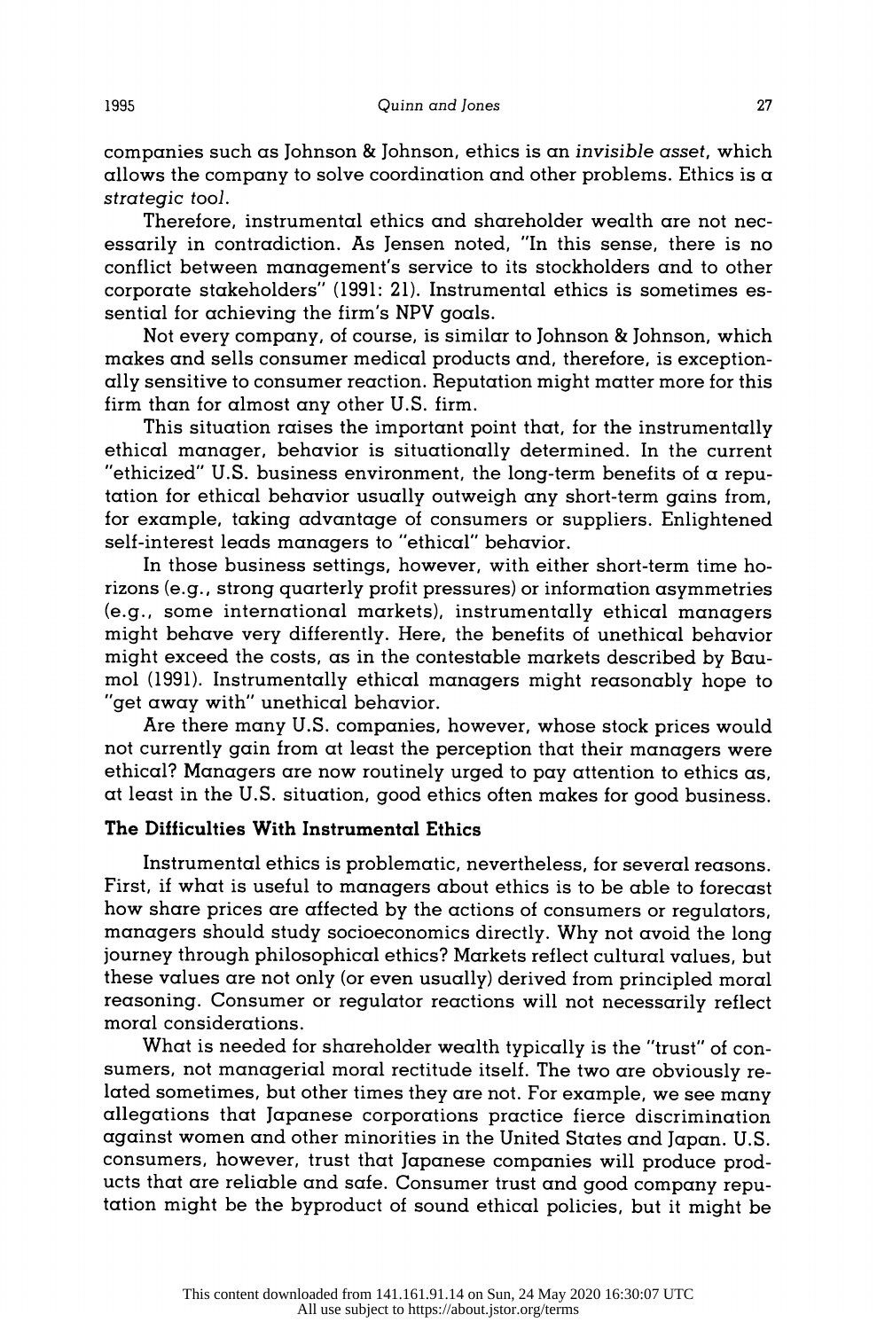companies such as Johnson & Johnson, ethics is an *invisible asset*, which allows the company to solve coordination and other problems. Ethics is a *strategic tool*.

Therefore, instrumental ethics and shareholder wealth are not necessarily in contradiction. As Jensen noted, "In this sense, there is no conflict between management's service to its stockholders and to other corporate stakeholders" (1991: 21). Instrumental ethics is sometimes essential for achieving the firm's NPV goals.

Not every company, of course, is similar to Johnson & Johnson, which makes and sells consumer medical products and, therefore, is exceptionally sensitive to consumer reaction. Reputation might matter more for this firm than for almost any other U.S. firm.

This situation raises the important point that, for the instrumentally ethical manager, behavior is situationally determined. In the current "ethicized" U.S. business environment, the long-term benefits of a reputation for ethical behavior usually outweigh any short-term gains from, for example, taking advantage of consumers or suppliers. Enlightened self-interest leads managers to "ethical" behavior.

In those business settings, however, with either short-term time horizons (e.g., strong quarterly profit pressures) or information asymmetries (e.g., some international markets), instrumentally ethical managers might behave very differently. Here, the benefits of unethical behavior might exceed the costs, as in the contestable markets described by Baumol (1991). Instrumentally ethical managers might reasonably hope to "get away with" unethical behavior.

Are there many U.S. companies, however, whose stock prices would not currently gain from at least the perception that their managers were ethical? Managers are now routinely urged to pay attention to ethics as, at least in the U.S. situation, good ethics often makes for good business.

### The Difficulties With Instrumental Ethics

Instrumental ethics is problematic, nevertheless, for several reasons. First, if what is useful to managers about ethics is to be able to forecast how share prices are affected by the actions of consumers or regulators, managers should study socioeconomics directly. Why not avoid the long journey through philosophical ethics? Markets reflect cultural values, but these values are not only (or even usually) derived from principled moral reasoning. Consumer or regulator reactions will not necessarily reflect moral considerations.

What is needed for shareholder wealth typically is the "trust" of consumers, not managerial moral rectitude itself. The two are obviously related sometimes, but other times they are not. For example, we see many allegations that Japanese corporations practice fierce discrimination against women and other minorities in the United States and Japan. U.S. consumers, however, trust that Japanese companies will produce products that are reliable and safe. Consumer trust and good company reputation might be the byproduct of sound ethical policies, but it might be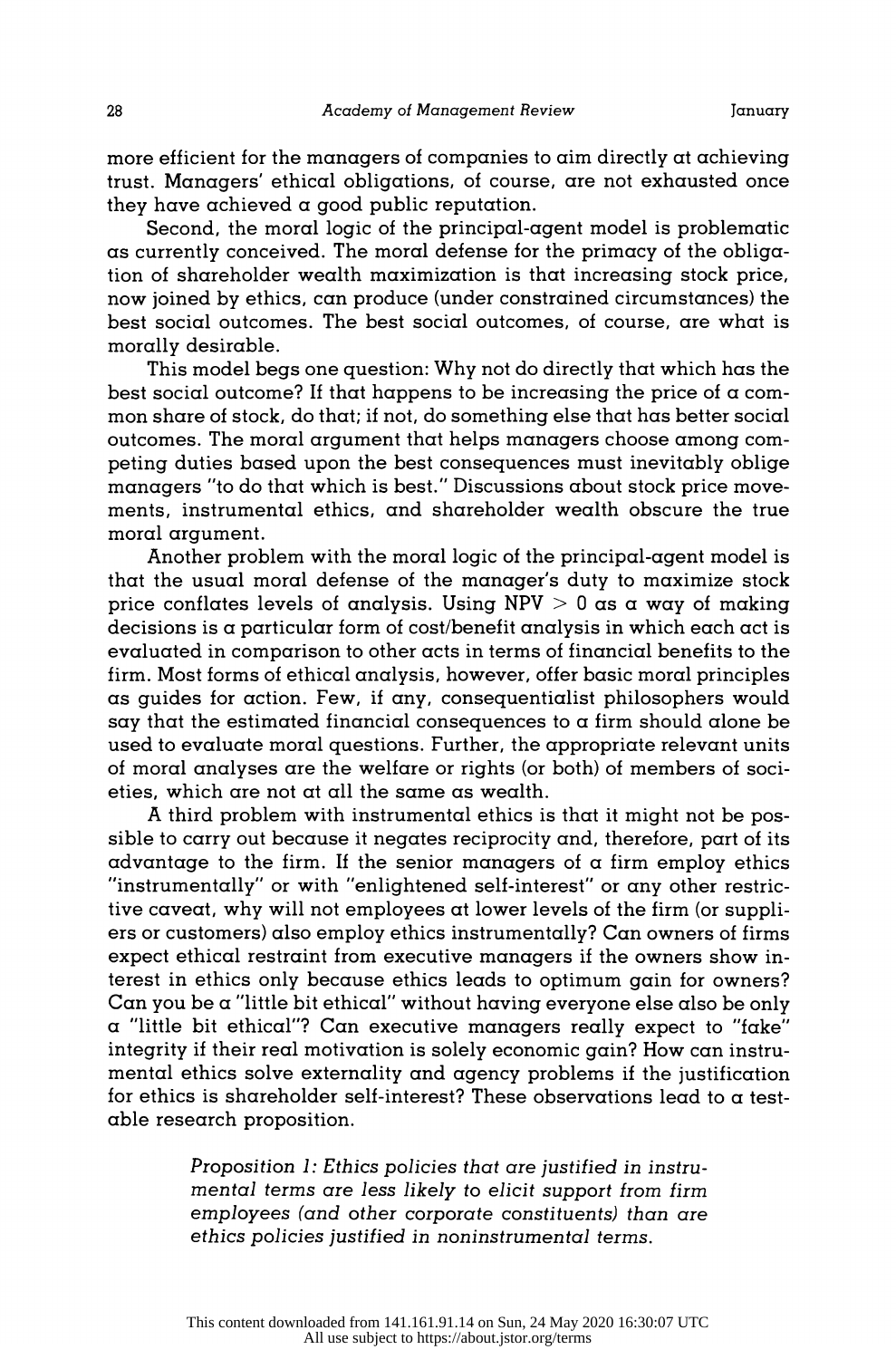more efficient for the managers of companies to aim directly at achieving trust. Managers' ethical obligations, of course, are not exhausted once they have achieved a good public reputation.

Second, the moral logic of the principal-agent model is problematic as currently conceived. The moral defense for the primacy of the obligation of shareholder wealth maximization is that increasing stock price, now joined by ethics, can produce (under constrained circumstances) the best social outcomes. The best social outcomes, of course, are what is morally desirable.

This model begs one question: Why not do directly that which has the best social outcome? If that happens to be increasing the price of a common share of stock, do that; if not, do something else that has better social outcomes. The moral argument that helps managers choose among competing duties based upon the best consequences must inevitably oblige managers "to do that which is best." Discussions about stock price movements, instrumental ethics, and shareholder wealth obscure the true moral argument.

Another problem with the moral logic of the principal-agent model is that the usual moral defense of the manager's duty to maximize stock price conflates levels of analysis. Using NPV $> 0$ as a way of making decisions is a particular form of cost/benefit analysis in which each act is evaluated in comparison to other acts in terms of financial benefits to the firm. Most forms of ethical analysis, however, offer basic moral principles as guides for action. Few, if any, consequentialist philosophers would say that the estimated financial consequences to a firm should alone be used to evaluate moral questions. Further, the appropriate relevant units of moral analyses are the welfare or rights (or both) of members of societies, which are not at all the same as wealth.

A third problem with instrumental ethics is that it might not be possible to carry out because it negates reciprocity and, therefore, part of its advantage to the firm. If the senior managers of a firm employ ethics "instrumentally" or with "enlightened self-interest" or any other restrictive caveat, why will not employees at lower levels of the firm (or suppliers or customers) also employ ethics instrumentally? Can owners of firms expect ethical restraint from executive managers if the owners show interest in ethics only because ethics leads to optimum gain for owners? Can you be a "little bit ethical" without having everyone else also be only a "little bit ethical"? Can executive managers really expect to "fake" integrity if their real motivation is solely economic gain? How can instrumental ethics solve externality and agency problems if the justification for ethics is shareholder self-interest? These observations lead to a testable research proposition.

> *Proposition 1: Ethics policies that are justified in instrumental terms are less likely to elicit support from firm employees (and other corporate constituents) than are ethics policies justified in noninstrumental terms.*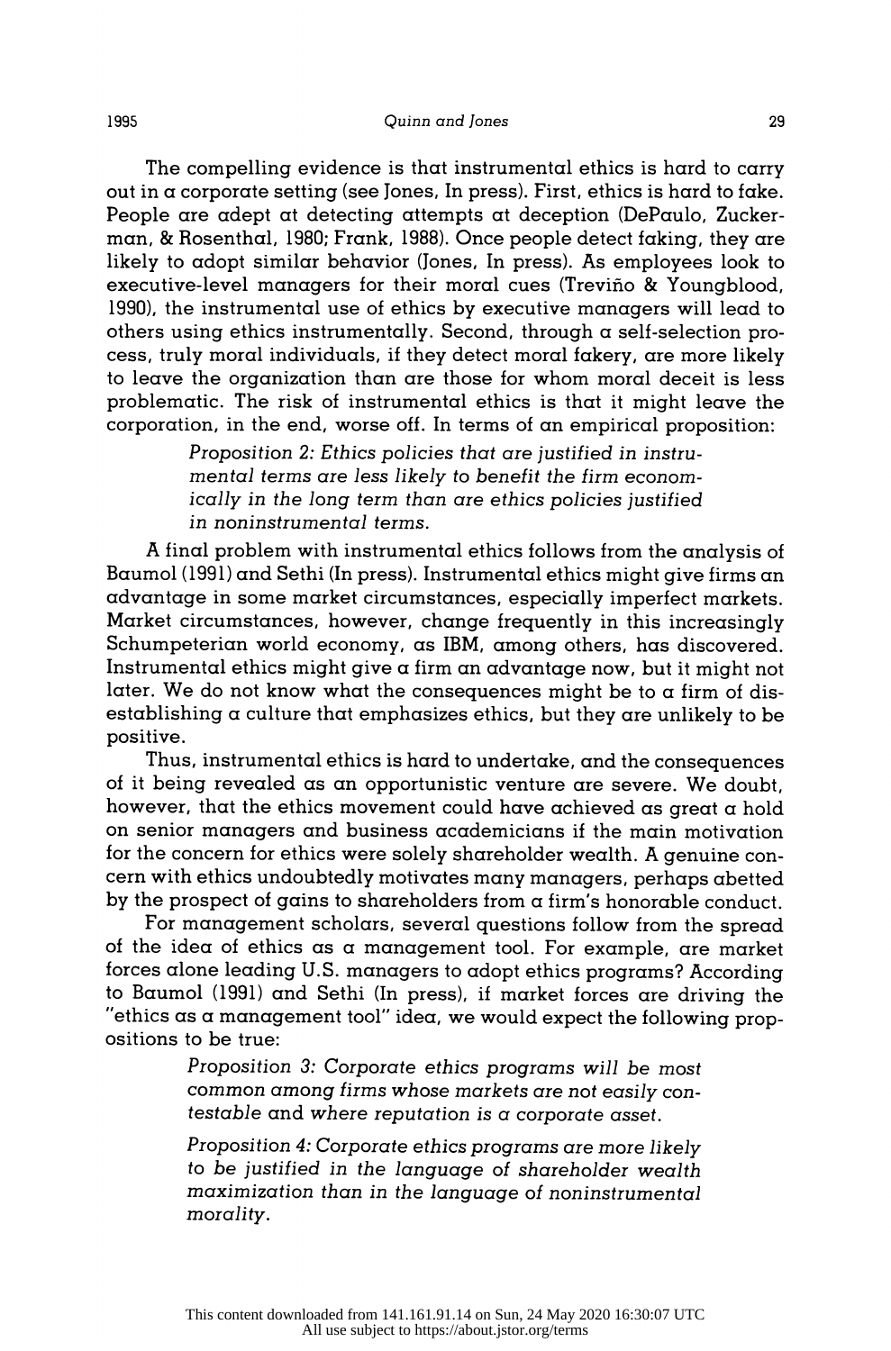The compelling evidence is that instrumental ethics is hard to carry out in a corporate setting (see Jones, In press). First, ethics is hard to fake. People are adept at detecting attempts at deception (DePaulo, Zuckerman, & Rosenthal, 1980; Frank, 1988). Once people detect faking, they are likely to adopt similar behavior (Jones, In press). As employees look to executive-level managers for their moral cues (Treviño & Youngblood, 1990), the instrumental use of ethics by executive managers will lead to others using ethics instrumentally. Second, through a self-selection process, truly moral individuals, if they detect moral fakery, are more likely to leave the organization than are those for whom moral deceit is less problematic. The risk of instrumental ethics is that it might leave the corporation, in the end, worse off. In terms of an empirical proposition:

> *Proposition 2: Ethics policies that are justified in instrumental terms are less likely to benefit the firm economically in the long term than are ethics policies justified in noninstrumental terms.*

A final problem with instrumental ethics follows from the analysis of Baumol (1991) and Sethi (In press). Instrumental ethics might give firms an advantage in some market circumstances, especially imperfect markets. Market circumstances, however, change frequently in this increasingly Schumpeterian world economy, as IBM, among others, has discovered. Instrumental ethics might give a firm an advantage now, but it might not later. We do not know what the consequences might be to a firm of disestablishing a culture that emphasizes ethics, but they are unlikely to be positive.

Thus, instrumental ethics is hard to undertake, and the consequences of it being revealed as an opportunistic venture are severe. We doubt, however, that the ethics movement could have achieved as great a hold on senior managers and business academicians if the main motivation for the concern for ethics were solely shareholder wealth. A genuine concern with ethics undoubtedly motivates many managers, perhaps abetted by the prospect of gains to shareholders from a firm's honorable conduct.

For management scholars, several questions follow from the spread of the idea of ethics as a management tool. For example, are market forces alone leading U.S. managers to adopt ethics programs? According to Baumol (1991) and Sethi (In press), if market forces are driving the "ethics as a management tool" idea, we would expect the following propositions to be true:

> *Proposition 3: Corporate ethics programs will be most common among firms whose markets are not easily contestable and where reputation is a corporate asset.*

> *Proposition 4: Corporate ethics programs are more likely to be justified in the language of shareholder wealth maximization than in the language of noninstrumental morality.*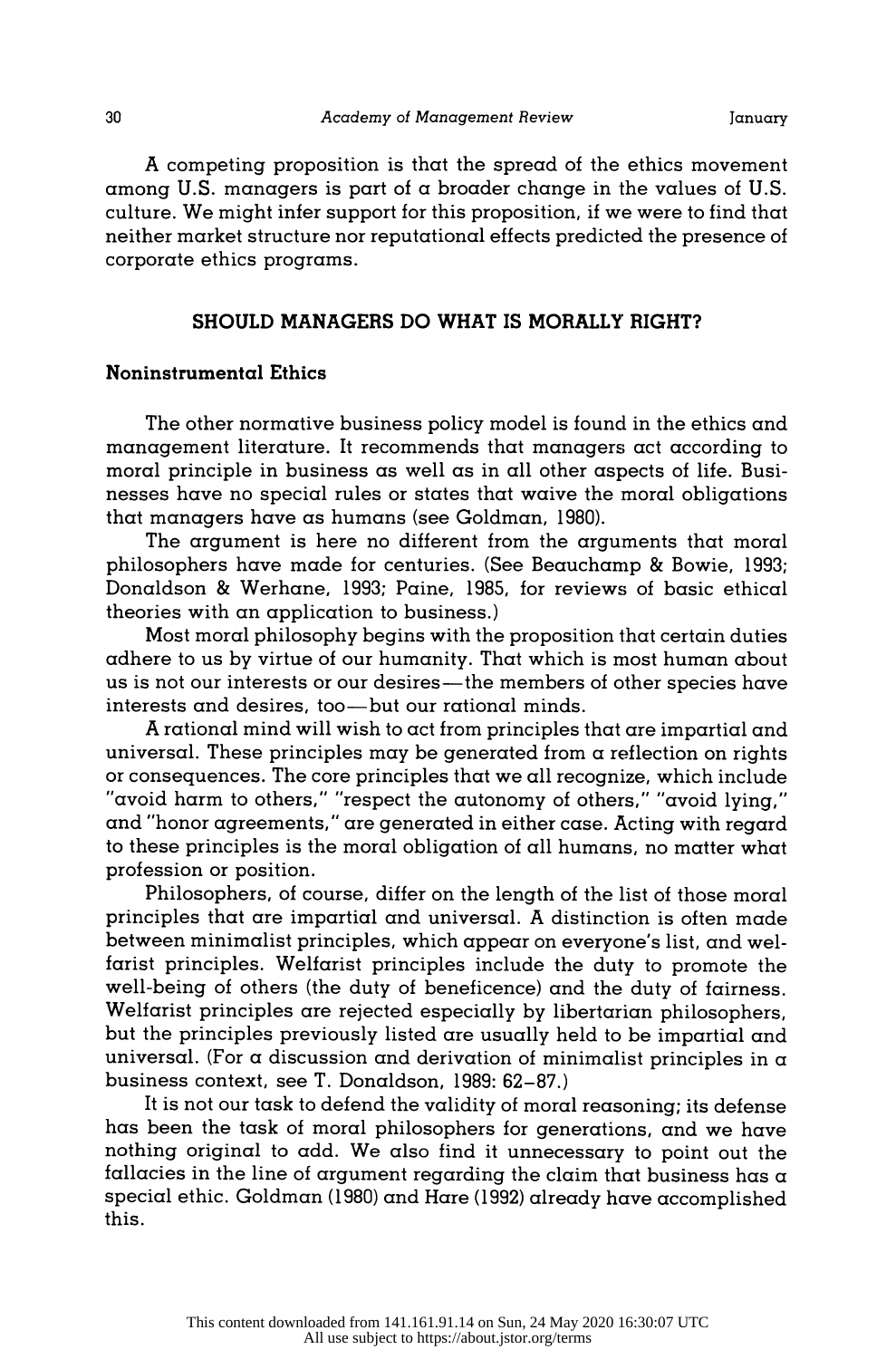A competing proposition is that the spread of the ethics movement among U.S. managers is part of a broader change in the values of U.S. culture. We might infer support for this proposition, if we were to find that neither market structure nor reputational effects predicted the presence of corporate ethics programs.

## SHOULD MANAGERS DO WHAT IS MORALLY RIGHT?

### Noninstrumental Ethics

The other normative business policy model is found in the ethics and management literature. It recommends that managers act according to moral principle in business as well as in all other aspects of life. Businesses have no special rules or states that waive the moral obligations that managers have as humans (see Goldman, 1980).

The argument is here no different from the arguments that moral philosophers have made for centuries. (See Beauchamp & Bowie, 1993; Donaldson & Werhane, 1993; Paine, 1985, for reviews of basic ethical theories with an application to business.)

Most moral philosophy begins with the proposition that certain duties adhere to us by virtue of our humanity. That which is most human about us is not our interests or our desires—the members of other species have interests and desires, too—but our rational minds.

A rational mind will wish to act from principles that are impartial and universal. These principles may be generated from a reflection on rights or consequences. The core principles that we all recognize, which include "avoid harm to others," "respect the autonomy of others," "avoid lying," and "honor agreements," are generated in either case. Acting with regard to these principles is the moral obligation of all humans, no matter what profession or position.

Philosophers, of course, differ on the length of the list of those moral principles that are impartial and universal. A distinction is often made between minimalist principles, which appear on everyone's list, and welfarist principles. Welfarist principles include the duty to promote the well-being of others (the duty of beneficence) and the duty of fairness. Welfarist principles are rejected especially by libertarian philosophers, but the principles previously listed are usually held to be impartial and universal. (For a discussion and derivation of minimalist principles in a business context, see T. Donaldson, 1989: 62–87.)

It is not our task to defend the validity of moral reasoning; its defense has been the task of moral philosophers for generations, and we have nothing original to add. We also find it unnecessary to point out the fallacies in the line of argument regarding the claim that business has a special ethic. Goldman (1980) and Hare (1992) already have accomplished this.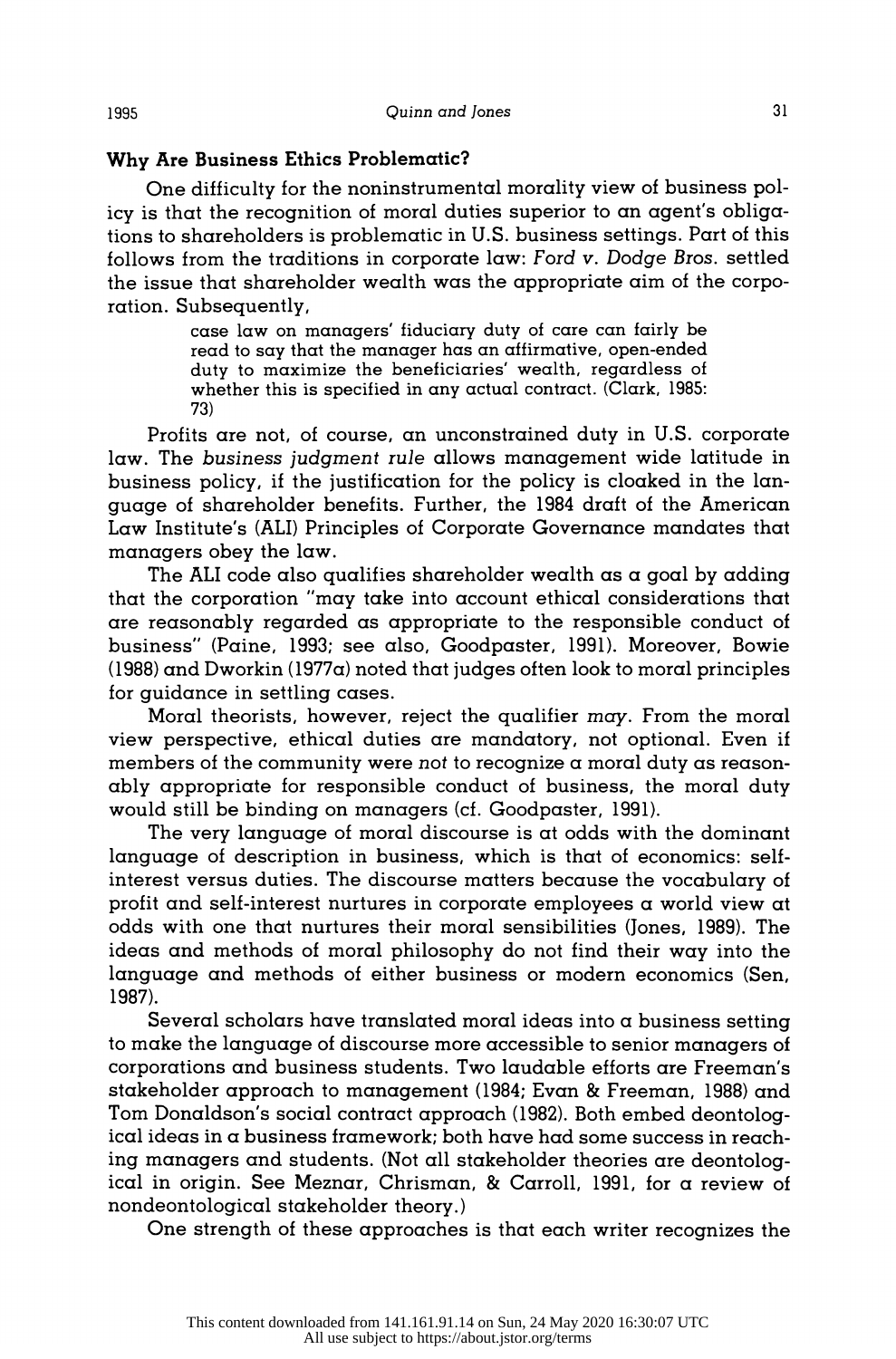### Why Are Business Ethics Problematic?

One difficulty for the noninstrumental morality view of business policy is that the recognition of moral duties superior to an agent's obligations to shareholders is problematic in U.S. business settings. Part of this follows from the traditions in corporate law: *Ford v. Dodge Bros.* settled the issue that shareholder wealth was the appropriate aim of the corporation. Subsequently,

> case law on managers' fiduciary duty of care can fairly be read to say that the manager has an affirmative, open-ended duty to maximize the beneficiaries' wealth, regardless of whether this is specified in any actual contract. (Clark, 1985: 73)

Profits are not, of course, an unconstrained duty in U.S. corporate law. The *business judgment rule* allows management wide latitude in business policy, if the justification for the policy is cloaked in the language of shareholder benefits. Further, the 1984 draft of the American Law Institute's (ALI) Principles of Corporate Governance mandates that managers obey the law.

The ALI code also qualifies shareholder wealth as a goal by adding that the corporation "may take into account ethical considerations that are reasonably regarded as appropriate to the responsible conduct of business" (Paine, 1993; see also, Goodpaster, 1991). Moreover, Bowie (1988) and Dworkin (1977a) noted that judges often look to moral principles for guidance in settling cases.

Moral theorists, however, reject the qualifier *may*. From the moral view perspective, ethical duties are mandatory, not optional. Even if members of the community were *not* to recognize a moral duty as reasonably appropriate for responsible conduct of business, the moral duty would still be binding on managers (cf. Goodpaster, 1991).

The very language of moral discourse is at odds with the dominant language of description in business, which is that of economics: self-interest versus duties. The discourse matters because the vocabulary of profit and self-interest nurtures in corporate employees a world view at odds with one that nurtures their moral sensibilities (Jones, 1989). The ideas and methods of moral philosophy do not find their way into the language and methods of either business or modern economics (Sen, 1987).

Several scholars have translated moral ideas into a business setting to make the language of discourse more accessible to senior managers of corporations and business students. Two laudable efforts are Freeman's stakeholder approach to management (1984; Evan & Freeman, 1988) and Tom Donaldson's social contract approach (1982). Both embed deontological ideas in a business framework; both have had some success in reaching managers and students. (Not all stakeholder theories are deontological in origin. See Meznar, Chrisman, & Carroll, 1991, for a review of nondeontological stakeholder theory.)

One strength of these approaches is that each writer recognizes the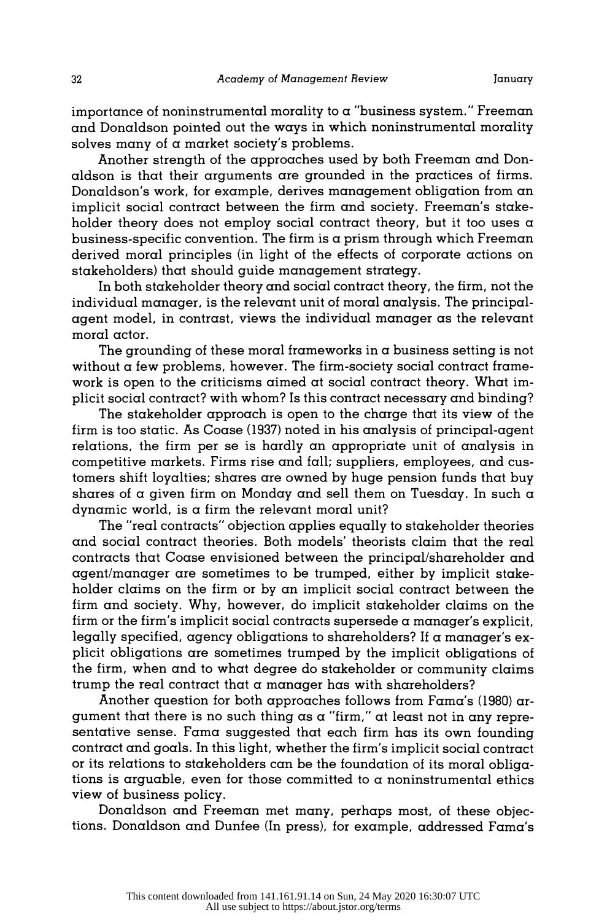importance of noninstrumental morality to a "business system." Freeman and Donaldson pointed out the ways in which noninstrumental morality solves many of a market society's problems.

Another strength of the approaches used by both Freeman and Donaldson is that their arguments are grounded in the practices of firms. Donaldson's work, for example, derives management obligation from an implicit social contract between the firm and society. Freeman's stakeholder theory does not employ social contract theory, but it too uses a business-specific convention. The firm is a prism through which Freeman derived moral principles (in light of the effects of corporate actions on stakeholders) that should guide management strategy.

In both stakeholder theory and social contract theory, the firm, not the individual manager, is the relevant unit of moral analysis. The principal-agent model, in contrast, views the individual manager as the relevant moral actor.

The grounding of these moral frameworks in a business setting is not without a few problems, however. The firm-society social contract framework is open to the criticisms aimed at social contract theory. What implicit social contract? with whom? Is this contract necessary and binding?

The stakeholder approach is open to the charge that its view of the firm is too static. As Coase (1937) noted in his analysis of principal-agent relations, the firm per se is hardly an appropriate unit of analysis in competitive markets. Firms rise and fall; suppliers, employees, and customers shift loyalties; shares are owned by huge pension funds that buy shares of a given firm on Monday and sell them on Tuesday. In such a dynamic world, is a firm the relevant moral unit?

The "real contracts" objection applies equally to stakeholder theories and social contract theories. Both models' theorists claim that the real contracts that Coase envisioned between the principal/shareholder and agent/manager are sometimes to be trumped, either by implicit stakeholder claims on the firm or by an implicit social contract between the firm and society. Why, however, do implicit stakeholder claims on the firm or the firm's implicit social contracts supersede a manager's explicit, legally specified, agency obligations to shareholders? If a manager's explicit obligations are sometimes trumped by the implicit obligations of the firm, when and to what degree do stakeholder or community claims trump the real contract that a manager has with shareholders?

Another question for both approaches follows from Fama's (1980) argument that there is no such thing as a "firm," at least not in any representative sense. Fama suggested that each firm has its own founding contract and goals. In this light, whether the firm's implicit social contract or its relations to stakeholders can be the foundation of its moral obligations is arguable, even for those committed to a noninstrumental ethics view of business policy.

Donaldson and Freeman met many, perhaps most, of these objections. Donaldson and Dunfee (In press), for example, addressed Fama's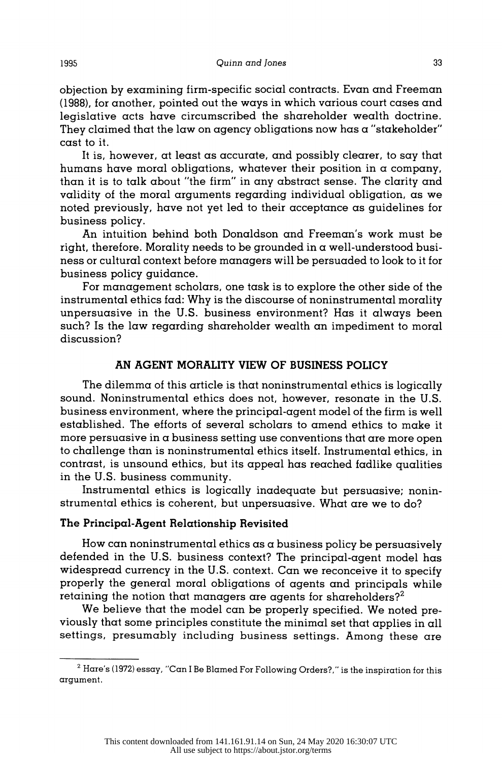objection by examining firm-specific social contracts. Evan and Freeman (1988), for another, pointed out the ways in which various court cases and legislative acts have circumscribed the shareholder wealth doctrine. They claimed that the law on agency obligations now has a "stakeholder" cast to it.

It is, however, at least as accurate, and possibly clearer, to say that humans have moral obligations, whatever their position in a company, than it is to talk about "the firm" in any abstract sense. The clarity and validity of the moral arguments regarding individual obligation, as we noted previously, have not yet led to their acceptance as guidelines for business policy.

An intuition behind both Donaldson and Freeman's work must be right, therefore. Morality needs to be grounded in a well-understood business or cultural context before managers will be persuaded to look to it for business policy guidance.

For management scholars, one task is to explore the other side of the instrumental ethics fad: Why is the discourse of noninstrumental morality unpersuasive in the U.S. business environment? Has it always been such? Is the law regarding shareholder wealth an impediment to moral discussion?

## AN AGENT MORALITY VIEW OF BUSINESS POLICY

The dilemma of this article is that noninstrumental ethics is logically sound. Noninstrumental ethics does not, however, resonate in the U.S. business environment, where the principal-agent model of the firm is well established. The efforts of several scholars to amend ethics to make it more persuasive in a business setting use conventions that are more open to challenge than is noninstrumental ethics itself. Instrumental ethics, in contrast, is unsound ethics, but its appeal has reached fadlike qualities in the U.S. business community.

Instrumental ethics is logically inadequate but persuasive; noninstrumental ethics is coherent, but unpersuasive. What are we to do?

### The Principal-Agent Relationship Revisited

How can noninstrumental ethics as a business policy be persuasively defended in the U.S. business context? The principal-agent model has widespread currency in the U.S. context. Can we reconceive it to specify properly the general moral obligations of agents and principals while retaining the notion that managers are agents for shareholders?[2]

We believe that the model can be properly specified. We noted previously that some principles constitute the minimal set that applies in all settings, presumably including business settings. Among these are

[2] Hare's (1972) essay, "Can I Be Blamed For Following Orders?," is the inspiration for this argument.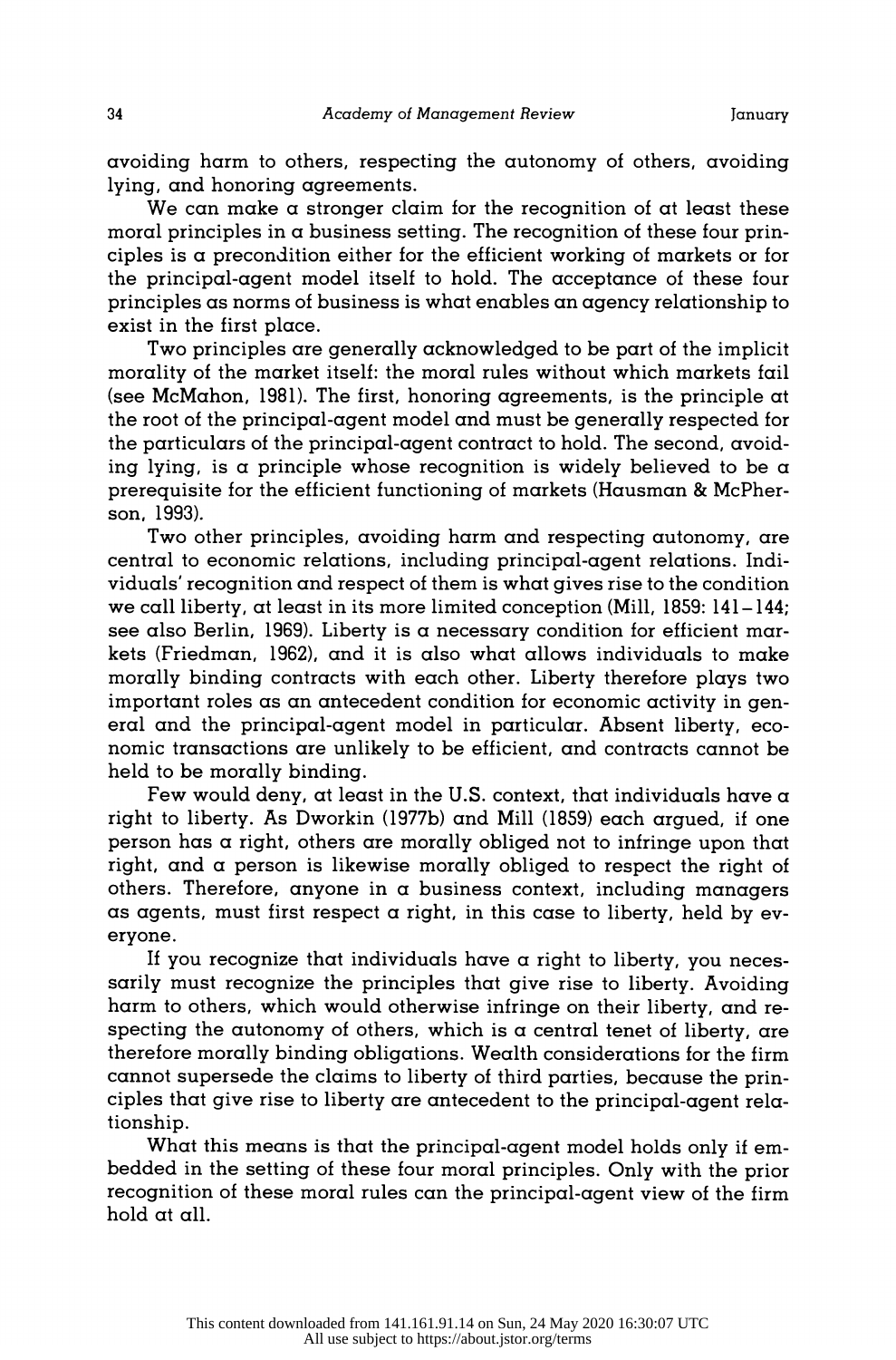avoiding harm to others, respecting the autonomy of others, avoiding lying, and honoring agreements.

We can make a stronger claim for the recognition of at least these moral principles in a business setting. The recognition of these four principles is a precondition either for the efficient working of markets or for the principal-agent model itself to hold. The acceptance of these four principles as norms of business is what enables an agency relationship to exist in the first place.

Two principles are generally acknowledged to be part of the implicit morality of the market itself: the moral rules without which markets fail (see McMahon, 1981). The first, honoring agreements, is the principle at the root of the principal-agent model and must be generally respected for the particulars of the principal-agent contract to hold. The second, avoiding lying, is a principle whose recognition is widely believed to be a prerequisite for the efficient functioning of markets (Hausman & McPherson, 1993).

Two other principles, avoiding harm and respecting autonomy, are central to economic relations, including principal-agent relations. Individuals' recognition and respect of them is what gives rise to the condition we call liberty, at least in its more limited conception (Mill, 1859: 141–144; see also Berlin, 1969). Liberty is a necessary condition for efficient markets (Friedman, 1962), and it is also what allows individuals to make morally binding contracts with each other. Liberty therefore plays two important roles as an antecedent condition for economic activity in general and the principal-agent model in particular. Absent liberty, economic transactions are unlikely to be efficient, and contracts cannot be held to be morally binding.

Few would deny, at least in the U.S. context, that individuals have a right to liberty. As Dworkin (1977b) and Mill (1859) each argued, if one person has a right, others are morally obliged not to infringe upon that right, and a person is likewise morally obliged to respect the right of others. Therefore, anyone in a business context, including managers as agents, must first respect a right, in this case to liberty, held by everyone.

If you recognize that individuals have a right to liberty, you necessarily must recognize the principles that give rise to liberty. Avoiding harm to others, which would otherwise infringe on their liberty, and respecting the autonomy of others, which is a central tenet of liberty, are therefore morally binding obligations. Wealth considerations for the firm cannot supersede the claims to liberty of third parties, because the principles that give rise to liberty are antecedent to the principal-agent relationship.

What this means is that the principal-agent model holds only if embedded in the setting of these four moral principles. Only with the prior recognition of these moral rules can the principal-agent view of the firm hold at all.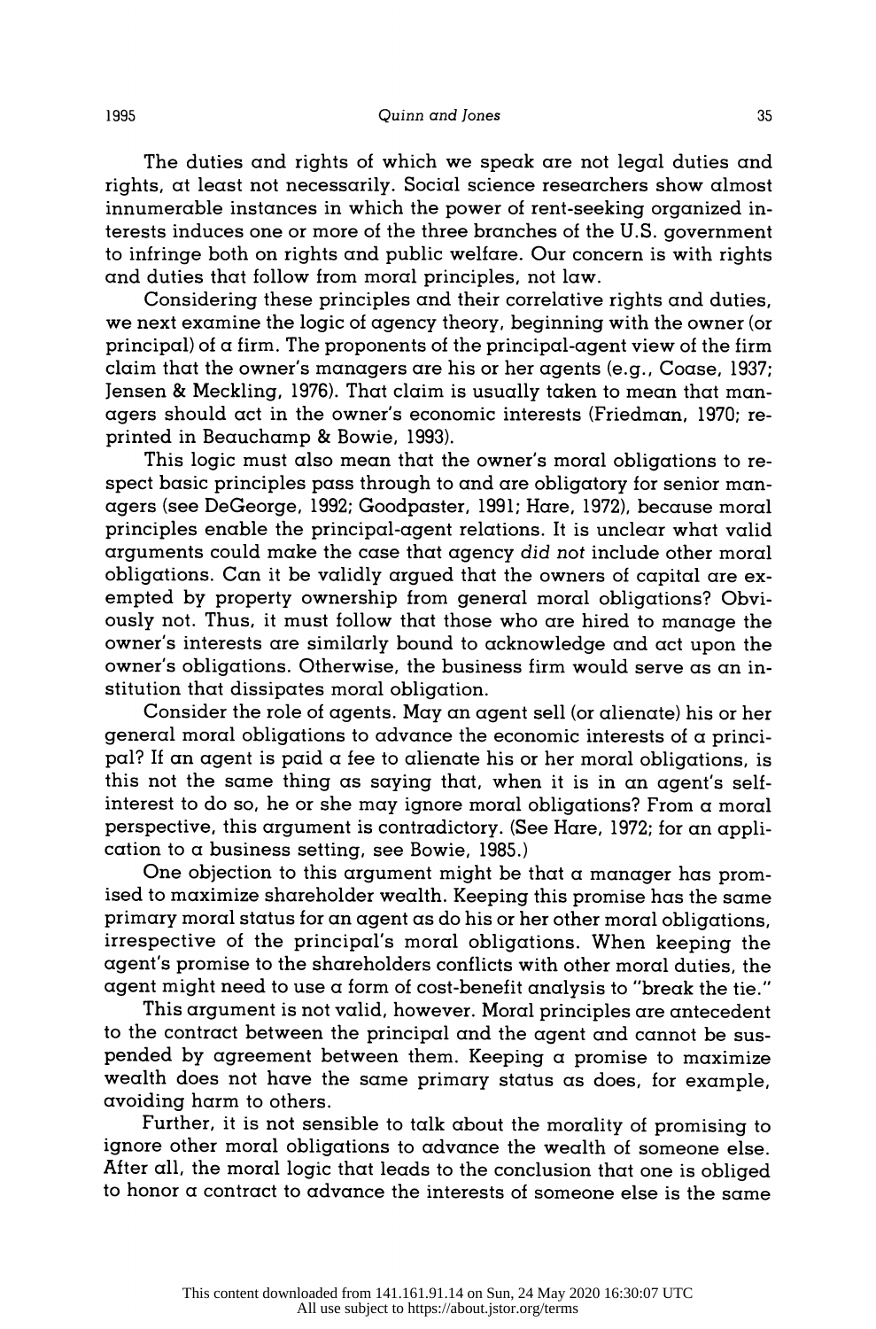The duties and rights of which we speak are not legal duties and rights, at least not necessarily. Social science researchers show almost innumerable instances in which the power of rent-seeking organized interests induces one or more of the three branches of the U.S. government to infringe both on rights and public welfare. Our concern is with rights and duties that follow from moral principles, not law.

Considering these principles and their correlative rights and duties, we next examine the logic of agency theory, beginning with the owner (or principal) of a firm. The proponents of the principal-agent view of the firm claim that the owner's managers are his or her agents (e.g., Coase, 1937; Jensen & Meckling, 1976). That claim is usually taken to mean that managers should act in the owner's economic interests (Friedman, 1970; reprinted in Beauchamp & Bowie, 1993).

This logic must also mean that the owner's moral obligations to respect basic principles pass through to and are obligatory for senior managers (see DeGeorge, 1992; Goodpaster, 1991; Hare, 1972), because moral principles enable the principal-agent relations. It is unclear what valid arguments could make the case that agency *did not* include other moral obligations. Can it be validly argued that the owners of capital are exempted by property ownership from general moral obligations? Obviously not. Thus, it must follow that those who are hired to manage the owner's interests are similarly bound to acknowledge and act upon the owner's obligations. Otherwise, the business firm would serve as an institution that dissipates moral obligation.

Consider the role of agents. May an agent sell (or alienate) his or her general moral obligations to advance the economic interests of a principal? If an agent is paid a fee to alienate his or her moral obligations, is this not the same thing as saying that, when it is in an agent's self-interest to do so, he or she may ignore moral obligations? From a moral perspective, this argument is contradictory. (See Hare, 1972; for an application to a business setting, see Bowie, 1985.)

One objection to this argument might be that a manager has promised to maximize shareholder wealth. Keeping this promise has the same primary moral status for an agent as do his or her other moral obligations, irrespective of the principal's moral obligations. When keeping the agent's promise to the shareholders conflicts with other moral duties, the agent might need to use a form of cost-benefit analysis to "break the tie."

This argument is not valid, however. Moral principles are antecedent to the contract between the principal and the agent and cannot be suspended by agreement between them. Keeping a promise to maximize wealth does not have the same primary status as does, for example, avoiding harm to others.

Further, it is not sensible to talk about the morality of promising to ignore other moral obligations to advance the wealth of someone else. After all, the moral logic that leads to the conclusion that one is obliged to honor a contract to advance the interests of someone else is the same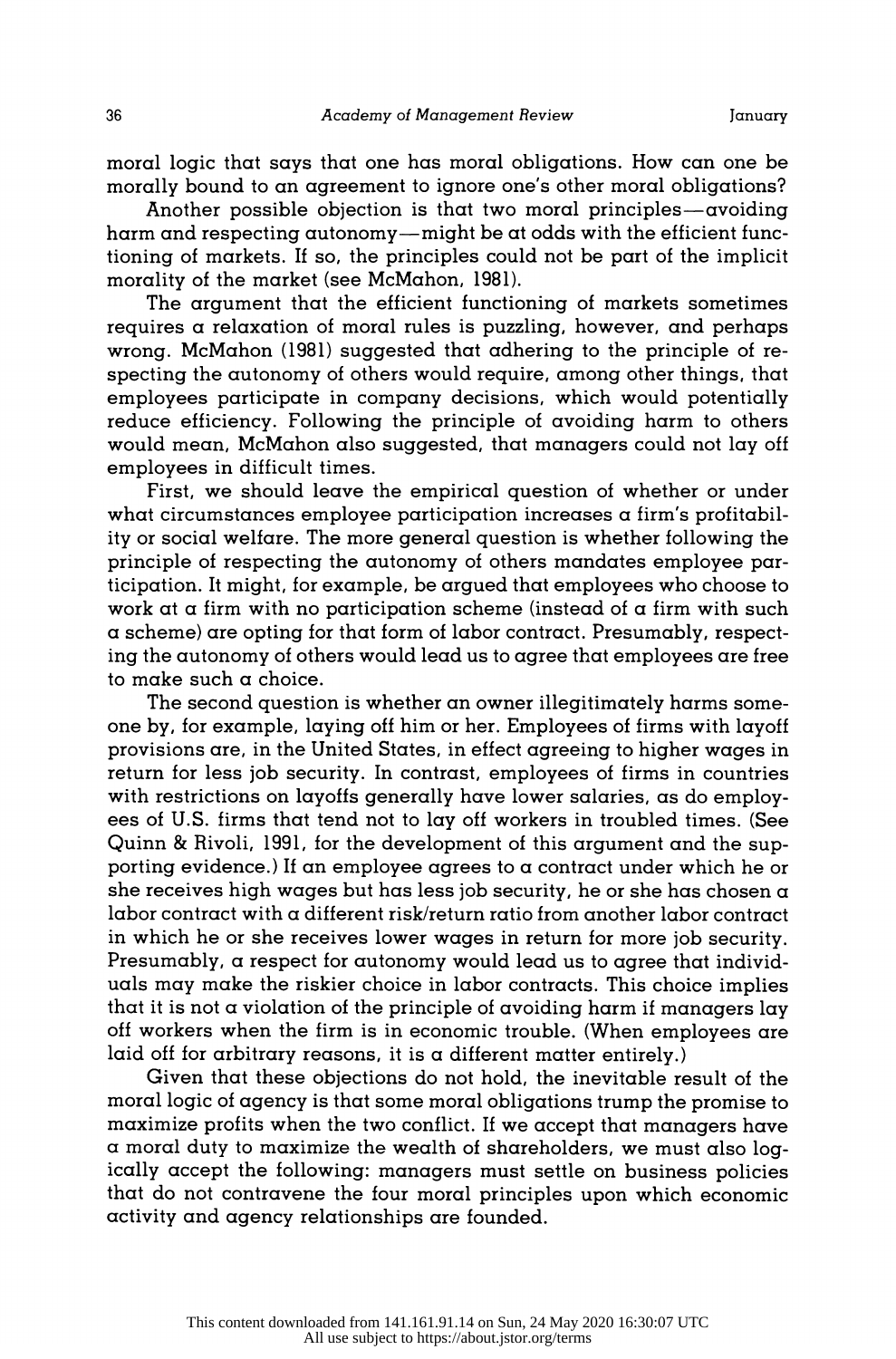moral logic that says that one has moral obligations. How can one be morally bound to an agreement to ignore one's other moral obligations?

Another possible objection is that two moral principles—avoiding harm and respecting autonomy—might be at odds with the efficient functioning of markets. If so, the principles could not be part of the implicit morality of the market (see McMahon, 1981).

The argument that the efficient functioning of markets sometimes requires a relaxation of moral rules is puzzling, however, and perhaps wrong. McMahon (1981) suggested that adhering to the principle of respecting the autonomy of others would require, among other things, that employees participate in company decisions, which would potentially reduce efficiency. Following the principle of avoiding harm to others would mean, McMahon also suggested, that managers could not lay off employees in difficult times.

First, we should leave the empirical question of whether or under what circumstances employee participation increases a firm's profitability or social welfare. The more general question is whether following the principle of respecting the autonomy of others mandates employee participation. It might, for example, be argued that employees who choose to work at a firm with no participation scheme (instead of a firm with such a scheme) are opting for that form of labor contract. Presumably, respecting the autonomy of others would lead us to agree that employees are free to make such a choice.

The second question is whether an owner illegitimately harms someone by, for example, laying off him or her. Employees of firms with layoff provisions are, in the United States, in effect agreeing to higher wages in return for less job security. In contrast, employees of firms in countries with restrictions on layoffs generally have lower salaries, as do employees of U.S. firms that tend not to lay off workers in troubled times. (See Quinn & Rivoli, 1991, for the development of this argument and the supporting evidence.) If an employee agrees to a contract under which he or she receives high wages but has less job security, he or she has chosen a labor contract with a different risk/return ratio from another labor contract in which he or she receives lower wages in return for more job security. Presumably, a respect for autonomy would lead us to agree that individuals may make the riskier choice in labor contracts. This choice implies that it is not a violation of the principle of avoiding harm if managers lay off workers when the firm is in economic trouble. (When employees are laid off for arbitrary reasons, it is a different matter entirely.)

Given that these objections do not hold, the inevitable result of the moral logic of agency is that some moral obligations trump the promise to maximize profits when the two conflict. If we accept that managers have a moral duty to maximize the wealth of shareholders, we must also logically accept the following: managers must settle on business policies that do not contravene the four moral principles upon which economic activity and agency relationships are founded.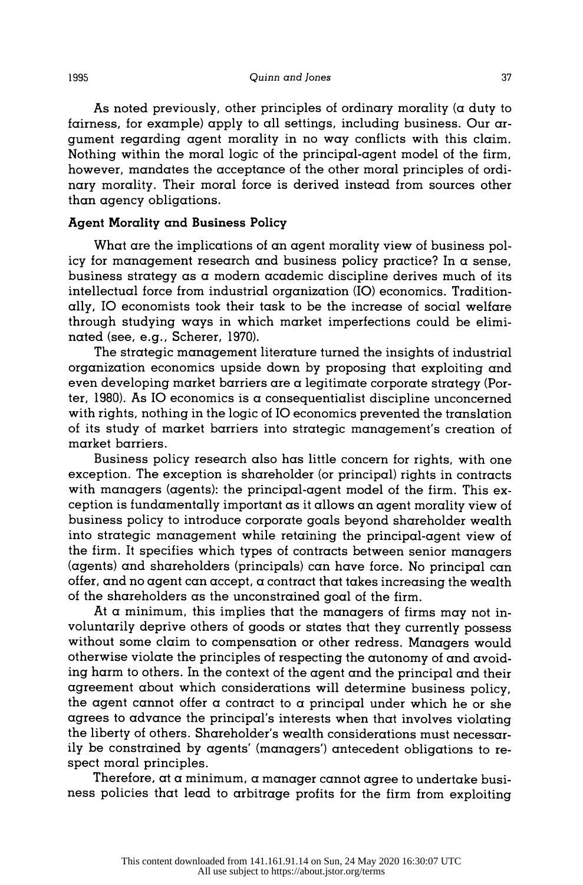As noted previously, other principles of ordinary morality (a duty to fairness, for example) apply to all settings, including business. Our argument regarding agent morality in no way conflicts with this claim. Nothing within the moral logic of the principal-agent model of the firm, however, mandates the acceptance of the other moral principles of ordinary morality. Their moral force is derived instead from sources other than agency obligations.

### Agent Morality and Business Policy

What are the implications of an agent morality view of business policy for management research and business policy practice? In a sense, business strategy as a modern academic discipline derives much of its intellectual force from industrial organization (IO) economics. Traditionally, IO economists took their task to be the increase of social welfare through studying ways in which market imperfections could be eliminated (see, e.g., Scherer, 1970).

The strategic management literature turned the insights of industrial organization economics upside down by proposing that exploiting and even developing market barriers are a legitimate corporate strategy (Porter, 1980). As IO economics is a consequentialist discipline unconcerned with rights, nothing in the logic of IO economics prevented the translation of its study of market barriers into strategic management's creation of market barriers.

Business policy research also has little concern for rights, with one exception. The exception is shareholder (or principal) rights in contracts with managers (agents): the principal-agent model of the firm. This exception is fundamentally important as it allows an agent morality view of business policy to introduce corporate goals beyond shareholder wealth into strategic management while retaining the principal-agent view of the firm. It specifies which types of contracts between senior managers (agents) and shareholders (principals) can have force. No principal can offer, and no agent can accept, a contract that takes increasing the wealth of the shareholders as the unconstrained goal of the firm.

At a minimum, this implies that the managers of firms may not involuntarily deprive others of goods or states that they currently possess without some claim to compensation or other redress. Managers would otherwise violate the principles of respecting the autonomy of and avoiding harm to others. In the context of the agent and the principal and their agreement about which considerations will determine business policy, the agent cannot offer a contract to a principal under which he or she agrees to advance the principal's interests when that involves violating the liberty of others. Shareholder's wealth considerations must necessarily be constrained by agents' (managers') antecedent obligations to respect moral principles.

Therefore, at a minimum, a manager cannot agree to undertake business policies that lead to arbitrage profits for the firm from exploiting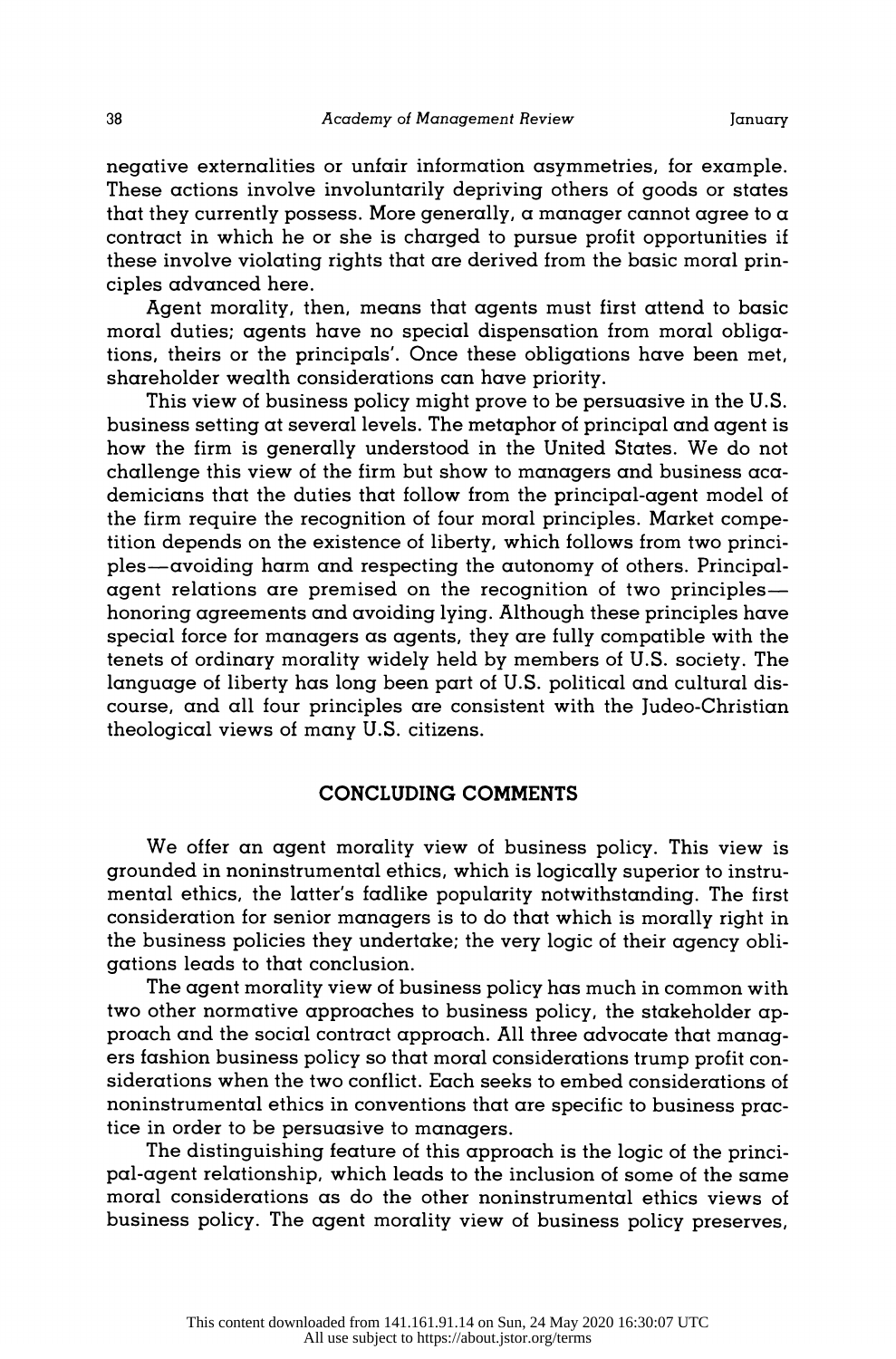negative externalities or unfair information asymmetries, for example. These actions involve involuntarily depriving others of goods or states that they currently possess. More generally, a manager cannot agree to a contract in which he or she is charged to pursue profit opportunities if these involve violating rights that are derived from the basic moral principles advanced here.

Agent morality, then, means that agents must first attend to basic moral duties; agents have no special dispensation from moral obligations, theirs or the principals'. Once these obligations have been met, shareholder wealth considerations can have priority.

This view of business policy might prove to be persuasive in the U.S. business setting at several levels. The metaphor of principal and agent is how the firm is generally understood in the United States. We do not challenge this view of the firm but show to managers and business academicians that the duties that follow from the principal-agent model of the firm require the recognition of four moral principles. Market competition depends on the existence of liberty, which follows from two principles—avoiding harm and respecting the autonomy of others. Principal-agent relations are premised on the recognition of two principles—honoring agreements and avoiding lying. Although these principles have special force for managers as agents, they are fully compatible with the tenets of ordinary morality widely held by members of U.S. society. The language of liberty has long been part of U.S. political and cultural discourse, and all four principles are consistent with the Judeo-Christian theological views of many U.S. citizens.

## CONCLUDING COMMENTS

We offer an agent morality view of business policy. This view is grounded in noninstrumental ethics, which is logically superior to instrumental ethics, the latter's fadlike popularity notwithstanding. The first consideration for senior managers is to do that which is morally right in the business policies they undertake; the very logic of their agency obligations leads to that conclusion.

The agent morality view of business policy has much in common with two other normative approaches to business policy, the stakeholder approach and the social contract approach. All three advocate that managers fashion business policy so that moral considerations trump profit considerations when the two conflict. Each seeks to embed considerations of noninstrumental ethics in conventions that are specific to business practice in order to be persuasive to managers.

The distinguishing feature of this approach is the logic of the principal-agent relationship, which leads to the inclusion of some of the same moral considerations as do the other noninstrumental ethics views of business policy. The agent morality view of business policy preserves,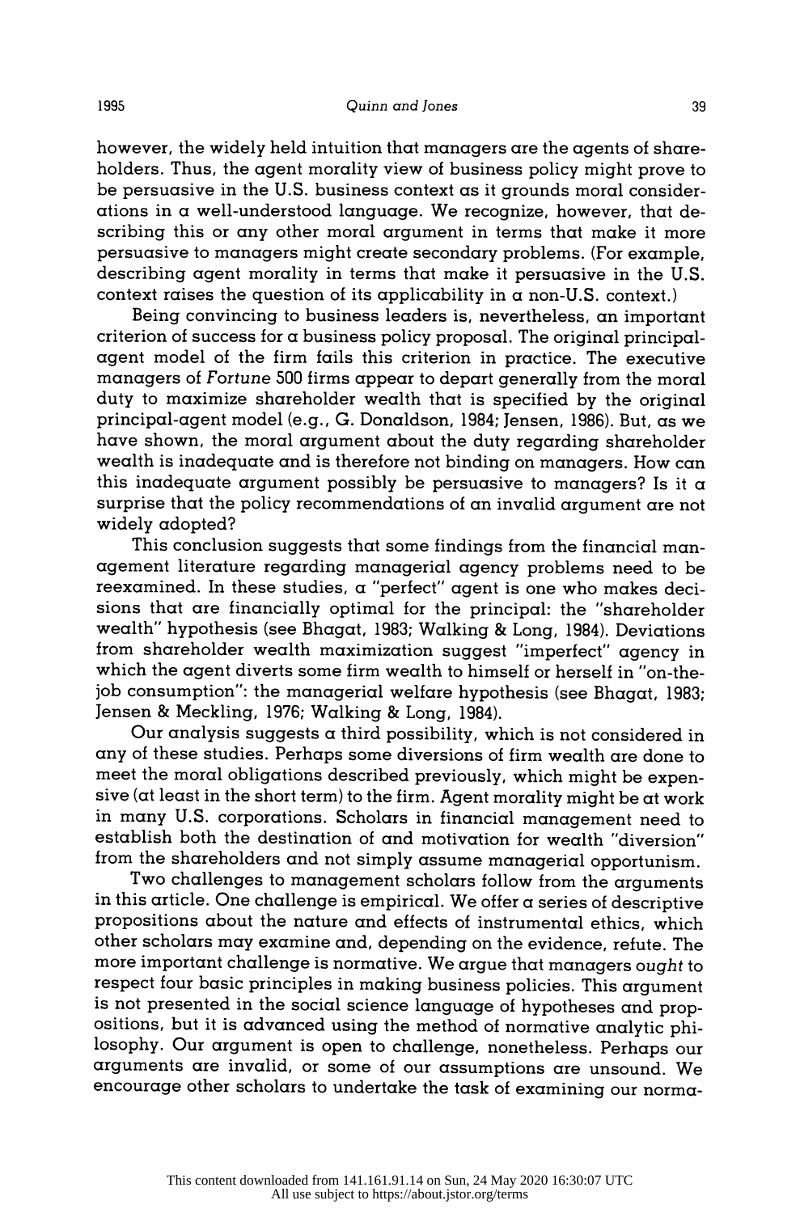however, the widely held intuition that managers are the agents of shareholders. Thus, the agent morality view of business policy might prove to be persuasive in the U.S. business context as it grounds moral considerations in a well-understood language. We recognize, however, that describing this or any other moral argument in terms that make it more persuasive to managers might create secondary problems. (For example, describing agent morality in terms that make it persuasive in the U.S. context raises the question of its applicability in a non-U.S. context.)

Being convincing to business leaders is, nevertheless, an important criterion of success for a business policy proposal. The original principal-agent model of the firm fails this criterion in practice. The executive managers of *Fortune* 500 firms appear to depart generally from the moral duty to maximize shareholder wealth that is specified by the original principal-agent model (e.g., G. Donaldson, 1984; Jensen, 1986). But, as we have shown, the moral argument about the duty regarding shareholder wealth is inadequate and is therefore not binding on managers. How can this inadequate argument possibly be persuasive to managers? Is it a surprise that the policy recommendations of an invalid argument are not widely adopted?

This conclusion suggests that some findings from the financial management literature regarding managerial agency problems need to be reexamined. In these studies, a "perfect" agent is one who makes decisions that are financially optimal for the principal: the "shareholder wealth" hypothesis (see Bhagat, 1983; Walking & Long, 1984). Deviations from shareholder wealth maximization suggest "imperfect" agency in which the agent diverts some firm wealth to himself or herself in "on-the-job consumption": the managerial welfare hypothesis (see Bhagat, 1983; Jensen & Meckling, 1976; Walking & Long, 1984).

Our analysis suggests a third possibility, which is not considered in any of these studies. Perhaps some diversions of firm wealth are done to meet the moral obligations described previously, which might be expensive (at least in the short term) to the firm. Agent morality might be at work in many U.S. corporations. Scholars in financial management need to establish both the destination of and motivation for wealth "diversion" from the shareholders and not simply assume managerial opportunism.

Two challenges to management scholars follow from the arguments in this article. One challenge is empirical. We offer a series of descriptive propositions about the nature and effects of instrumental ethics, which other scholars may examine and, depending on the evidence, refute. The more important challenge is normative. We argue that managers *ought* to respect four basic principles in making business policies. This argument is not presented in the social science language of hypotheses and propositions, but it is advanced using the method of normative analytic philosophy. Our argument is open to challenge, nonetheless. Perhaps our arguments are invalid, or some of our assumptions are unsound. We encourage other scholars to undertake the task of examining our norma-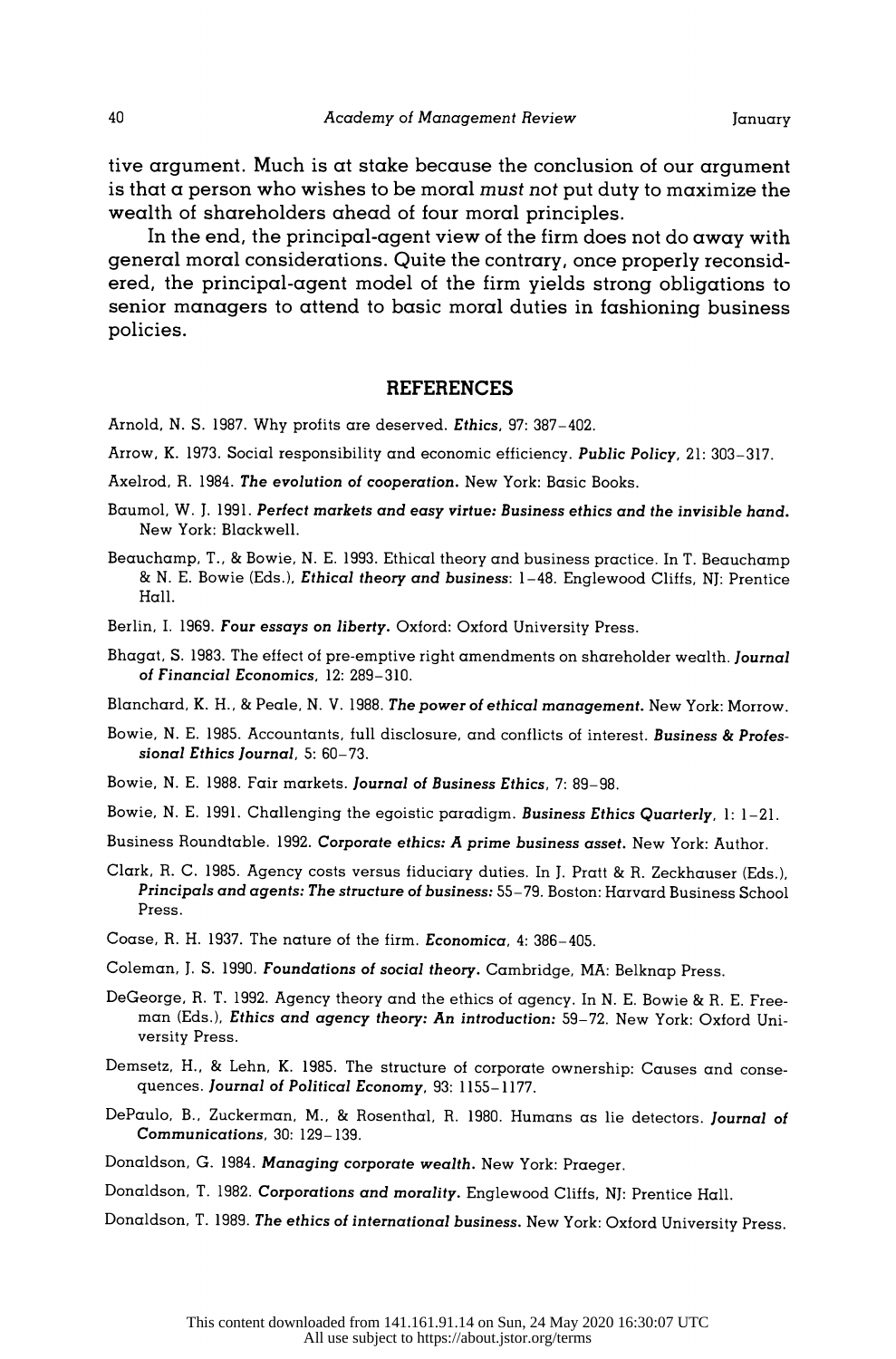tive argument. Much is at stake because the conclusion of our argument is that a person who wishes to be moral *must not* put duty to maximize the wealth of shareholders ahead of four moral principles.

In the end, the principal-agent view of the firm does not do away with general moral considerations. Quite the contrary, once properly reconsidered, the principal-agent model of the firm yields strong obligations to senior managers to attend to basic moral duties in fashioning business policies.

## REFERENCES

Arnold, N. S. 1987. Why profits are deserved. ***Ethics***, 97: 387–402.

Arrow, K. 1973. Social responsibility and economic efficiency. ***Public Policy***, 21: 303–317.

Axelrod, R. 1984. ***The evolution of cooperation.*** New York: Basic Books.

Baumol, W. J. 1991. ***Perfect markets and easy virtue: Business ethics and the invisible hand.*** New York: Blackwell.

Beauchamp, T., & Bowie, N. E. 1993. Ethical theory and business practice. In T. Beauchamp & N. E. Bowie (Eds.), ***Ethical theory and business***: 1–48. Englewood Cliffs, NJ: Prentice Hall.

Berlin, I. 1969. ***Four essays on liberty.*** Oxford: Oxford University Press.

Bhagat, S. 1983. The effect of pre-emptive right amendments on shareholder wealth. ***Journal of Financial Economics***, 12: 289–310.

Blanchard, K. H., & Peale, N. V. 1988. ***The power of ethical management.*** New York: Morrow.

Bowie, N. E. 1985. Accountants, full disclosure, and conflicts of interest. ***Business & Professional Ethics Journal***, 5: 60–73.

Bowie, N. E. 1988. Fair markets. ***Journal of Business Ethics***, 7: 89–98.

Bowie, N. E. 1991. Challenging the egoistic paradigm. ***Business Ethics Quarterly***, 1: 1–21.

Business Roundtable. 1992. ***Corporate ethics: A prime business asset.*** New York: Author.

Clark, R. C. 1985. Agency costs versus fiduciary duties. In J. Pratt & R. Zeckhauser (Eds.), ***Principals and agents: The structure of business:*** 55–79. Boston: Harvard Business School Press.

Coase, R. H. 1937. The nature of the firm. ***Economica***, 4: 386–405.

Coleman, J. S. 1990. ***Foundations of social theory.*** Cambridge, MA: Belknap Press.

DeGeorge, R. T. 1992. Agency theory and the ethics of agency. In N. E. Bowie & R. E. Freeman (Eds.), ***Ethics and agency theory: An introduction:*** 59–72. New York: Oxford University Press.

Demsetz, H., & Lehn, K. 1985. The structure of corporate ownership: Causes and consequences. ***Journal of Political Economy***, 93: 1155–1177.

DePaulo, B., Zuckerman, M., & Rosenthal, R. 1980. Humans as lie detectors. ***Journal of Communications***, 30: 129–139.

Donaldson, G. 1984. ***Managing corporate wealth.*** New York: Praeger.

Donaldson, T. 1982. ***Corporations and morality.*** Englewood Cliffs, NJ: Prentice Hall.

Donaldson, T. 1989. ***The ethics of international business.*** New York: Oxford University Press.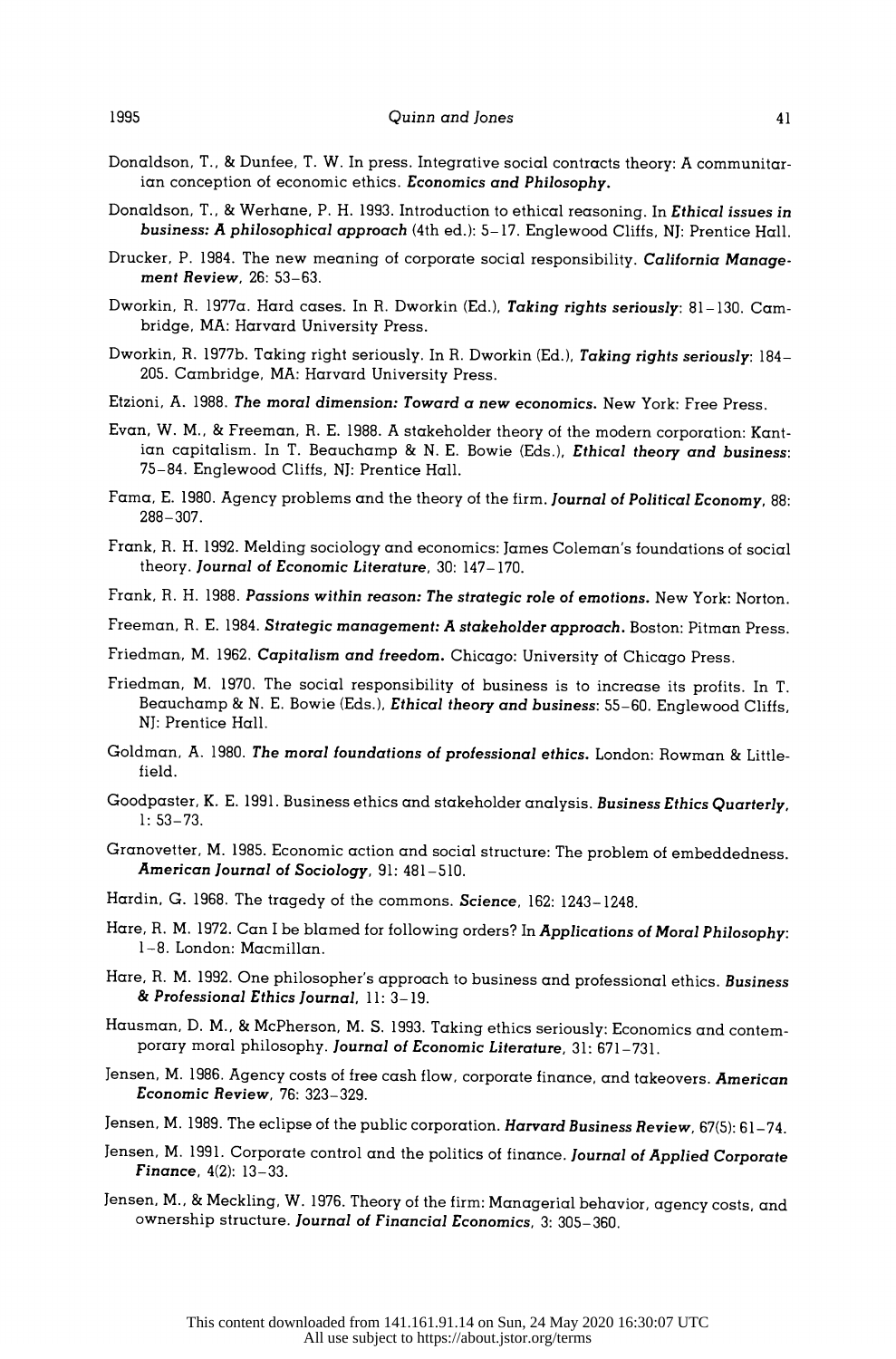Donaldson, T., & Dunfee, T. W. In press. Integrative social contracts theory: A communitarian conception of economic ethics. ***Economics and Philosophy.***

Donaldson, T., & Werhane, P. H. 1993. Introduction to ethical reasoning. In ***Ethical issues in business: A philosophical approach*** (4th ed.): 5–17. Englewood Cliffs, NJ: Prentice Hall.

Drucker, P. 1984. The new meaning of corporate social responsibility. ***California Management Review***, 26: 53–63.

Dworkin, R. 1977a. Hard cases. In R. Dworkin (Ed.), ***Taking rights seriously***: 81–130. Cambridge, MA: Harvard University Press.

Dworkin, R. 1977b. Taking right seriously. In R. Dworkin (Ed.), ***Taking rights seriously***: 184–205. Cambridge, MA: Harvard University Press.

Etzioni, A. 1988. ***The moral dimension: Toward a new economics.*** New York: Free Press.

Evan, W. M., & Freeman, R. E. 1988. A stakeholder theory of the modern corporation: Kantian capitalism. In T. Beauchamp & N. E. Bowie (Eds.), ***Ethical theory and business***: 75–84. Englewood Cliffs, NJ: Prentice Hall.

Fama, E. 1980. Agency problems and the theory of the firm. ***Journal of Political Economy***, 88: 288–307.

Frank, R. H. 1992. Melding sociology and economics: James Coleman's foundations of social theory. ***Journal of Economic Literature***, 30: 147–170.

Frank, R. H. 1988. ***Passions within reason: The strategic role of emotions.*** New York: Norton.

Freeman, R. E. 1984. ***Strategic management: A stakeholder approach.*** Boston: Pitman Press.

Friedman, M. 1962. ***Capitalism and freedom.*** Chicago: University of Chicago Press.

Friedman, M. 1970. The social responsibility of business is to increase its profits. In T. Beauchamp & N. E. Bowie (Eds.), ***Ethical theory and business***: 55–60. Englewood Cliffs, NJ: Prentice Hall.

Goldman, A. 1980. ***The moral foundations of professional ethics.*** London: Rowman & Littlefield.

Goodpaster, K. E. 1991. Business ethics and stakeholder analysis. ***Business Ethics Quarterly***, 1: 53–73.

Granovetter, M. 1985. Economic action and social structure: The problem of embeddedness. ***American Journal of Sociology***, 91: 481–510.

Hardin, G. 1968. The tragedy of the commons. ***Science***, 162: 1243–1248.

Hare, R. M. 1972. Can I be blamed for following orders? In ***Applications of Moral Philosophy***: 1–8. London: Macmillan.

Hare, R. M. 1992. One philosopher's approach to business and professional ethics. ***Business & Professional Ethics Journal***, 11: 3–19.

Hausman, D. M., & McPherson, M. S. 1993. Taking ethics seriously: Economics and contemporary moral philosophy. ***Journal of Economic Literature***, 31: 671–731.

Jensen, M. 1986. Agency costs of free cash flow, corporate finance, and takeovers. ***American Economic Review***, 76: 323–329.

Jensen, M. 1989. The eclipse of the public corporation. ***Harvard Business Review***, 67(5): 61–74.

Jensen, M. 1991. Corporate control and the politics of finance. ***Journal of Applied Corporate Finance***, 4(2): 13–33.

Jensen, M., & Meckling, W. 1976. Theory of the firm: Managerial behavior, agency costs, and ownership structure. ***Journal of Financial Economics***, 3: 305–360.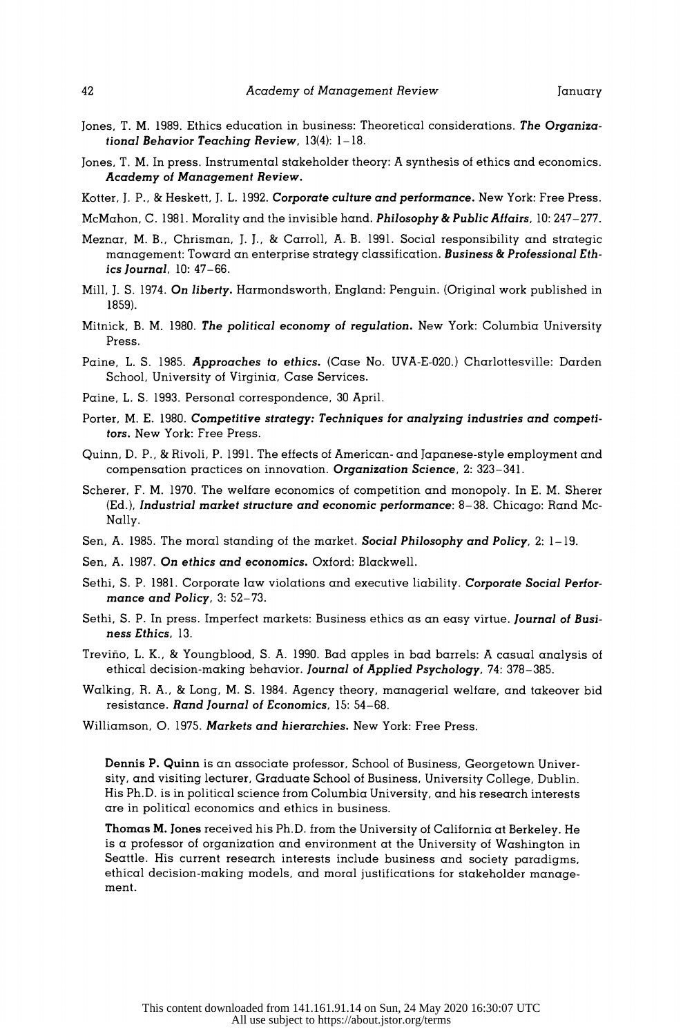Jones, T. M. 1989. Ethics education in business: Theoretical considerations. **The Organizational Behavior Teaching Review**, 13(4): 1–18.

Jones, T. M. In press. Instrumental stakeholder theory: A synthesis of ethics and economics. **Academy of Management Review.**

Kotter, J. P., & Heskett, J. L. 1992. **Corporate culture and performance.** New York: Free Press.

McMahon, C. 1981. Morality and the invisible hand. **Philosophy & Public Affairs**, 10: 247–277.

Meznar, M. B., Chrisman, J. J., & Carroll, A. B. 1991. Social responsibility and strategic management: Toward an enterprise strategy classification. **Business & Professional Ethics Journal**, 10: 47–66.

Mill, J. S. 1974. **On liberty.** Harmondsworth, England: Penguin. (Original work published in 1859).

Mitnick, B. M. 1980. **The political economy of regulation.** New York: Columbia University Press.

Paine, L. S. 1985. **Approaches to ethics.** (Case No. UVA-E-020.) Charlottesville: Darden School, University of Virginia, Case Services.

Paine, L. S. 1993. Personal correspondence, 30 April.

Porter, M. E. 1980. **Competitive strategy: Techniques for analyzing industries and competitors.** New York: Free Press.

Quinn, D. P., & Rivoli, P. 1991. The effects of American- and Japanese-style employment and compensation practices on innovation. **Organization Science**, 2: 323–341.

Scherer, F. M. 1970. The welfare economics of competition and monopoly. In E. M. Sherer (Ed.), **Industrial market structure and economic performance**: 8–38. Chicago: Rand McNally.

Sen, A. 1985. The moral standing of the market. **Social Philosophy and Policy**, 2: 1–19.

Sen, A. 1987. **On ethics and economics.** Oxford: Blackwell.

Sethi, S. P. 1981. Corporate law violations and executive liability. **Corporate Social Performance and Policy**, 3: 52–73.

Sethi, S. P. In press. Imperfect markets: Business ethics as an easy virtue. **Journal of Business Ethics**, 13.

Treviño, L. K., & Youngblood, S. A. 1990. Bad apples in bad barrels: A casual analysis of ethical decision-making behavior. **Journal of Applied Psychology**, 74: 378–385.

Walking, R. A., & Long, M. S. 1984. Agency theory, managerial welfare, and takeover bid resistance. **Rand Journal of Economics**, 15: 54–68.

Williamson, O. 1975. **Markets and hierarchies.** New York: Free Press.

**Dennis P. Quinn** is an associate professor, School of Business, Georgetown University, and visiting lecturer, Graduate School of Business, University College, Dublin. His Ph.D. is in political science from Columbia University, and his research interests are in political economics and ethics in business.

**Thomas M. Jones** received his Ph.D. from the University of California at Berkeley. He is a professor of organization and environment at the University of Washington in Seattle. His current research interests include business and society paradigms, ethical decision-making models, and moral justifications for stakeholder management.